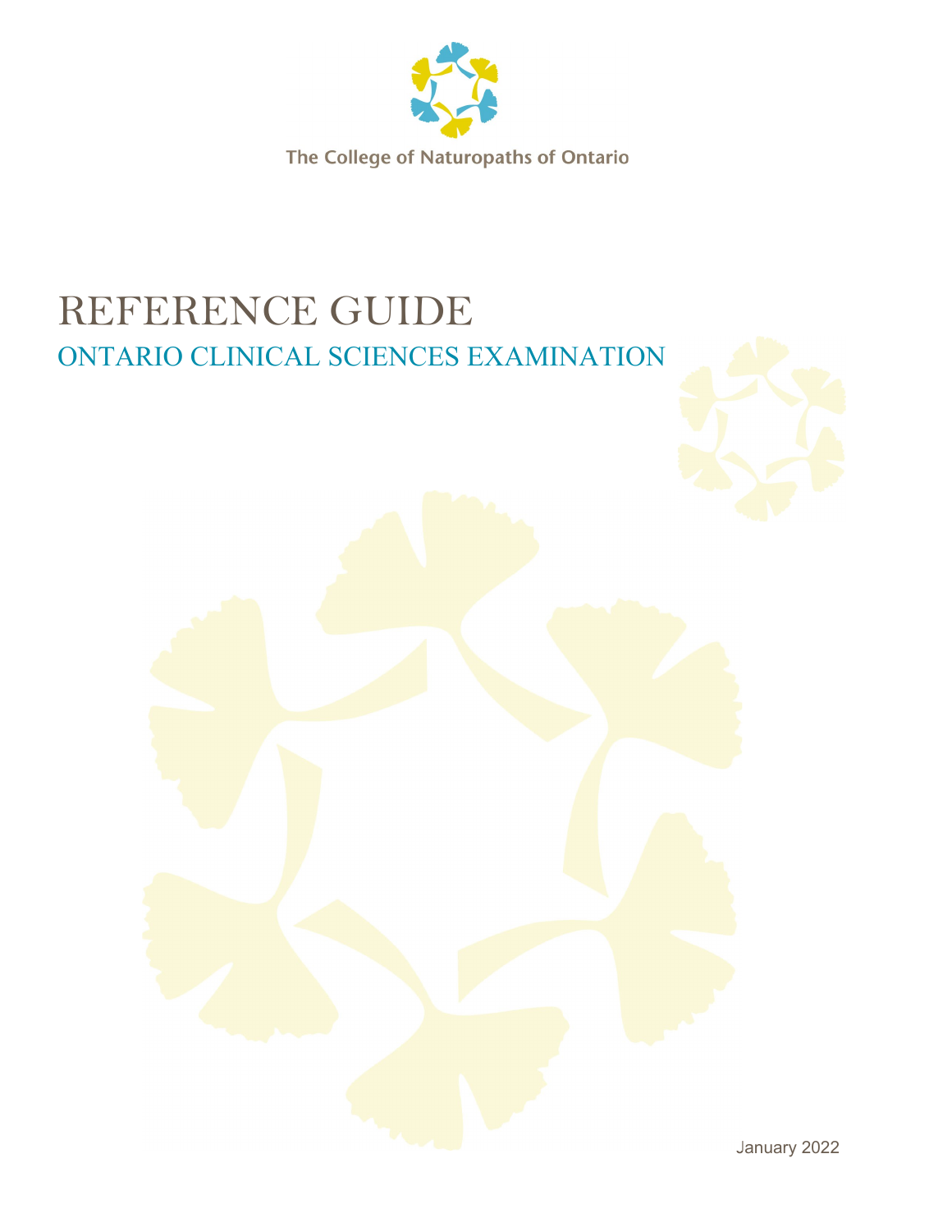The College of Naturopaths of Ontario

# REFERENCE GUIDE

## ONTARIO CLINICAL SCIENCES EXAMINATION

January 2022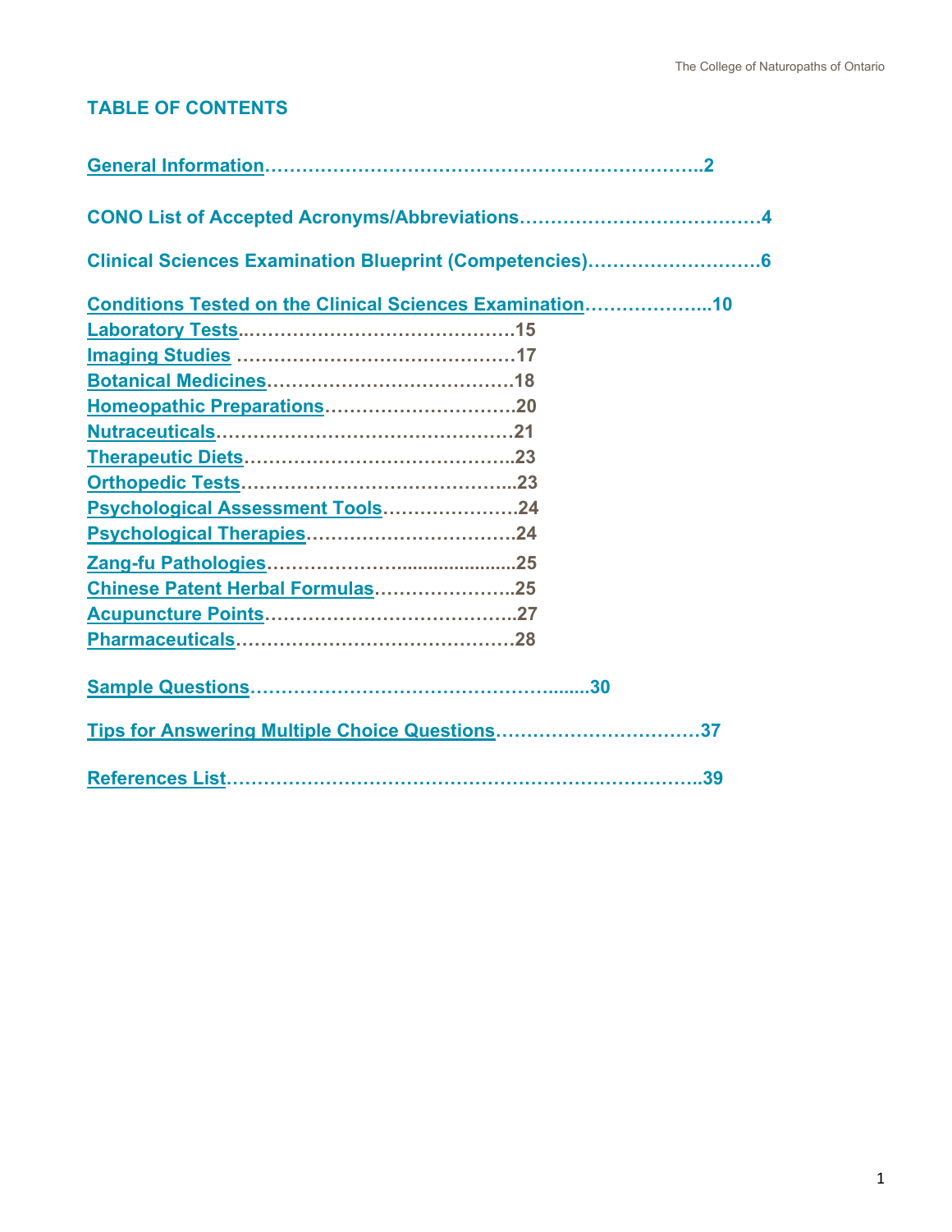## TABLE OF CONTENTS

General Information…………………………………………………………..2

CONO List of Accepted Acronyms/Abbreviations…………………………………4

Clinical Sciences Examination Blueprint (Competencies)………………………6

Conditions Tested on the Clinical Sciences Examination………………...10

- Laboratory Tests………………………………………15
- Imaging Studies ………………………………………17
- Botanical Medicines…………………………………18
- Homeopathic Preparations…………………………20
- Nutraceuticals…………………………………………21
- Therapeutic Diets……………………………………..23
- Orthopedic Tests……………………………………...23
- Psychological Assessment Tools…………………24
- Psychological Therapies……………………………24
- Zang-fu Pathologies…………………......................25
- Chinese Patent Herbal Formulas…………………..25
- Acupuncture Points…………………………………..27
- Pharmaceuticals………………………………………28

Sample Questions……………………………………….......30

Tips for Answering Multiple Choice Questions……………………………37

References List…………………………………………………………..39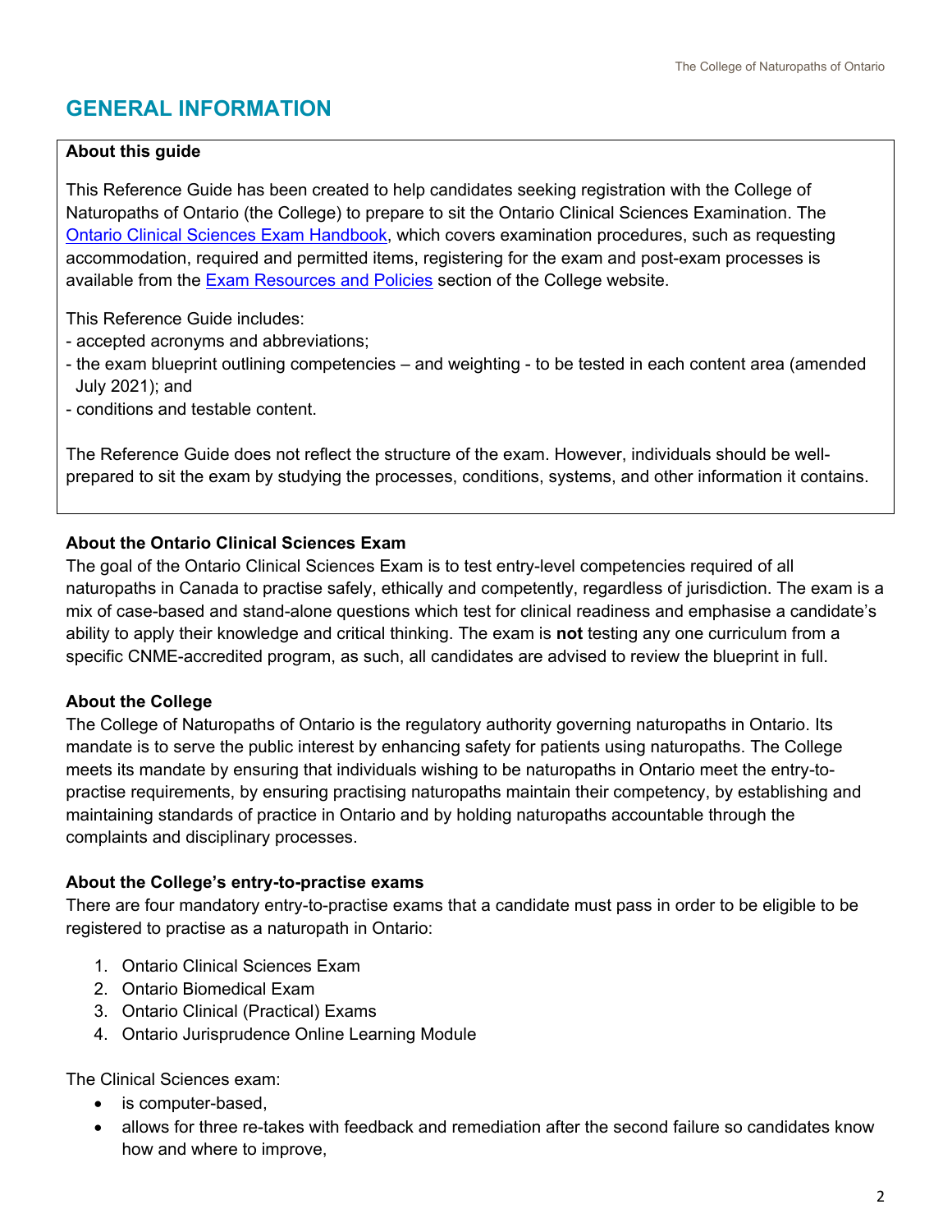# GENERAL INFORMATION

**About this guide**

This Reference Guide has been created to help candidates seeking registration with the College of Naturopaths of Ontario (the College) to prepare to sit the Ontario Clinical Sciences Examination. The Ontario Clinical Sciences Exam Handbook, which covers examination procedures, such as requesting accommodation, required and permitted items, registering for the exam and post-exam processes is available from the Exam Resources and Policies section of the College website.

This Reference Guide includes:
- accepted acronyms and abbreviations;
- the exam blueprint outlining competencies – and weighting - to be tested in each content area (amended July 2021); and
- conditions and testable content.

The Reference Guide does not reflect the structure of the exam. However, individuals should be well-prepared to sit the exam by studying the processes, conditions, systems, and other information it contains.

**About the Ontario Clinical Sciences Exam**

The goal of the Ontario Clinical Sciences Exam is to test entry-level competencies required of all naturopaths in Canada to practise safely, ethically and competently, regardless of jurisdiction. The exam is a mix of case-based and stand-alone questions which test for clinical readiness and emphasise a candidate's ability to apply their knowledge and critical thinking. The exam is **not** testing any one curriculum from a specific CNME-accredited program, as such, all candidates are advised to review the blueprint in full.

**About the College**

The College of Naturopaths of Ontario is the regulatory authority governing naturopaths in Ontario. Its mandate is to serve the public interest by enhancing safety for patients using naturopaths. The College meets its mandate by ensuring that individuals wishing to be naturopaths in Ontario meet the entry-to-practise requirements, by ensuring practising naturopaths maintain their competency, by establishing and maintaining standards of practice in Ontario and by holding naturopaths accountable through the complaints and disciplinary processes.

**About the College's entry-to-practise exams**

There are four mandatory entry-to-practise exams that a candidate must pass in order to be eligible to be registered to practise as a naturopath in Ontario:

1. Ontario Clinical Sciences Exam
2. Ontario Biomedical Exam
3. Ontario Clinical (Practical) Exams
4. Ontario Jurisprudence Online Learning Module

The Clinical Sciences exam:

- is computer-based,
- allows for three re-takes with feedback and remediation after the second failure so candidates know how and where to improve,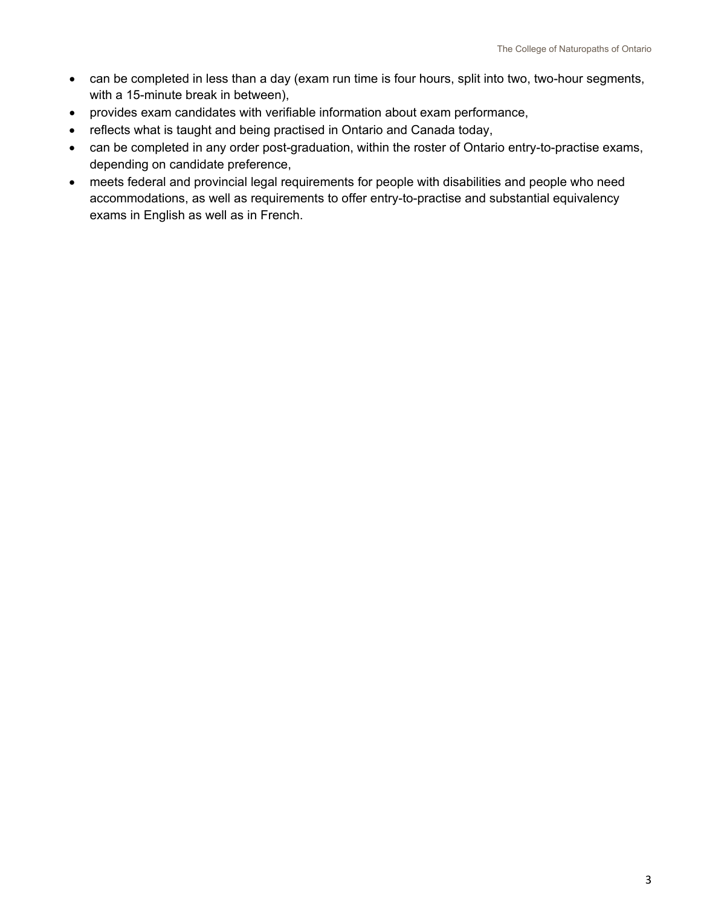- can be completed in less than a day (exam run time is four hours, split into two, two-hour segments, with a 15-minute break in between),
- provides exam candidates with verifiable information about exam performance,
- reflects what is taught and being practised in Ontario and Canada today,
- can be completed in any order post-graduation, within the roster of Ontario entry-to-practise exams, depending on candidate preference,
- meets federal and provincial legal requirements for people with disabilities and people who need accommodations, as well as requirements to offer entry-to-practise and substantial equivalency exams in English as well as in French.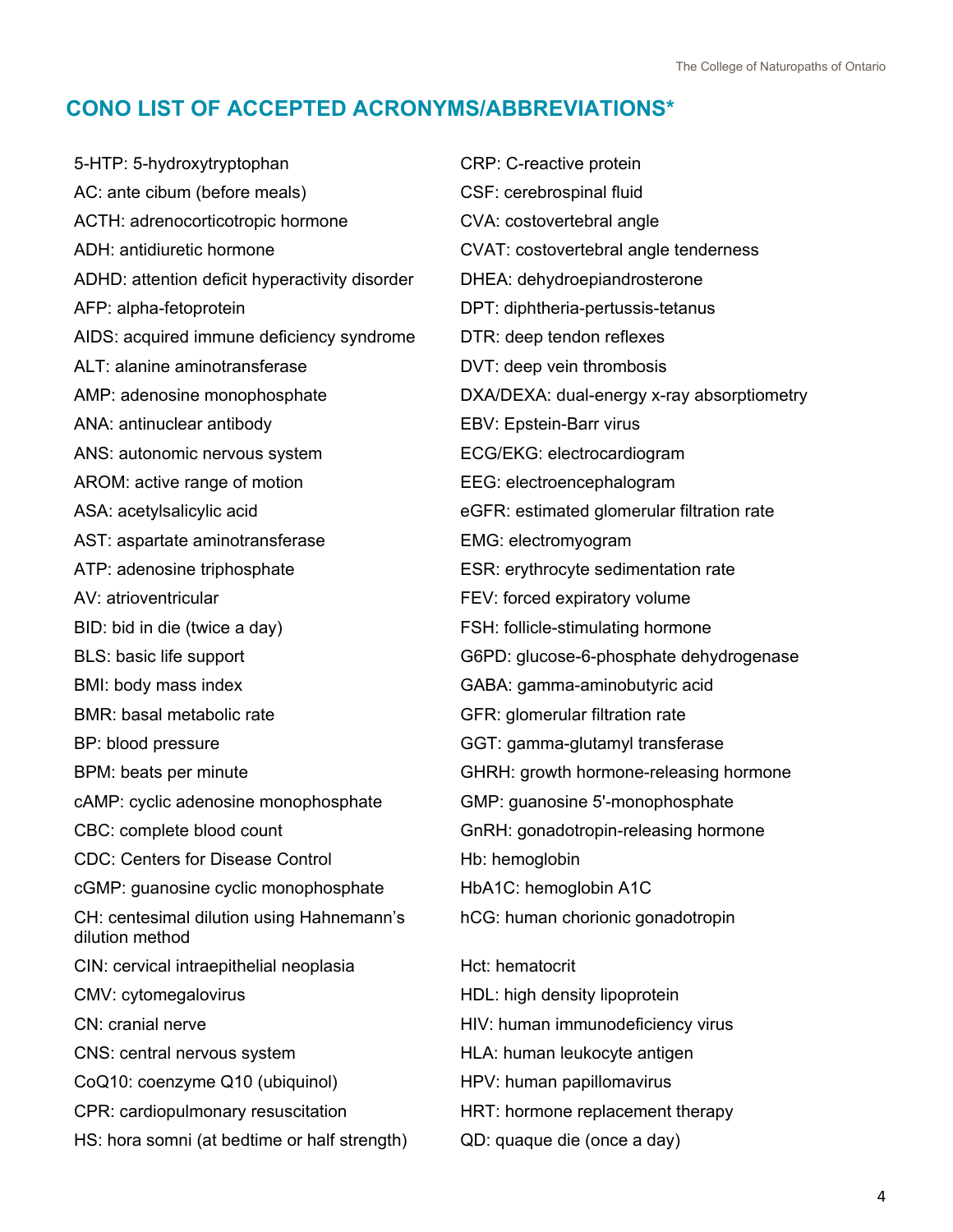## CONO LIST OF ACCEPTED ACRONYMS/ABBREVIATIONS*

5-HTP: 5-hydroxytryptophan

AC: ante cibum (before meals)

ACTH: adrenocorticotropic hormone

ADH: antidiuretic hormone

ADHD: attention deficit hyperactivity disorder

AFP: alpha-fetoprotein

AIDS: acquired immune deficiency syndrome

ALT: alanine aminotransferase

AMP: adenosine monophosphate

ANA: antinuclear antibody

ANS: autonomic nervous system

AROM: active range of motion

ASA: acetylsalicylic acid

AST: aspartate aminotransferase

ATP: adenosine triphosphate

AV: atrioventricular

BID: bid in die (twice a day)

BLS: basic life support

BMI: body mass index

BMR: basal metabolic rate

BP: blood pressure

BPM: beats per minute

cAMP: cyclic adenosine monophosphate

CBC: complete blood count

CDC: Centers for Disease Control

cGMP: guanosine cyclic monophosphate

CH: centesimal dilution using Hahnemann's dilution method

CIN: cervical intraepithelial neoplasia

CMV: cytomegalovirus

CN: cranial nerve

CNS: central nervous system

CoQ10: coenzyme Q10 (ubiquinol)

CPR: cardiopulmonary resuscitation

HS: hora somni (at bedtime or half strength)

CRP: C-reactive protein

CSF: cerebrospinal fluid

CVA: costovertebral angle

CVAT: costovertebral angle tenderness

DHEA: dehydroepiandrosterone

DPT: diphtheria-pertussis-tetanus

DTR: deep tendon reflexes

DVT: deep vein thrombosis

DXA/DEXA: dual-energy x-ray absorptiometry

EBV: Epstein-Barr virus

ECG/EKG: electrocardiogram

EEG: electroencephalogram

eGFR: estimated glomerular filtration rate

EMG: electromyogram

ESR: erythrocyte sedimentation rate

FEV: forced expiratory volume

FSH: follicle-stimulating hormone

G6PD: glucose-6-phosphate dehydrogenase

GABA: gamma-aminobutyric acid

GFR: glomerular filtration rate

GGT: gamma-glutamyl transferase

GHRH: growth hormone-releasing hormone

GMP: guanosine 5'-monophosphate

GnRH: gonadotropin-releasing hormone

Hb: hemoglobin

HbA1C: hemoglobin A1C

hCG: human chorionic gonadotropin

Hct: hematocrit

HDL: high density lipoprotein

HIV: human immunodeficiency virus

HLA: human leukocyte antigen

HPV: human papillomavirus

HRT: hormone replacement therapy

QD: quaque die (once a day)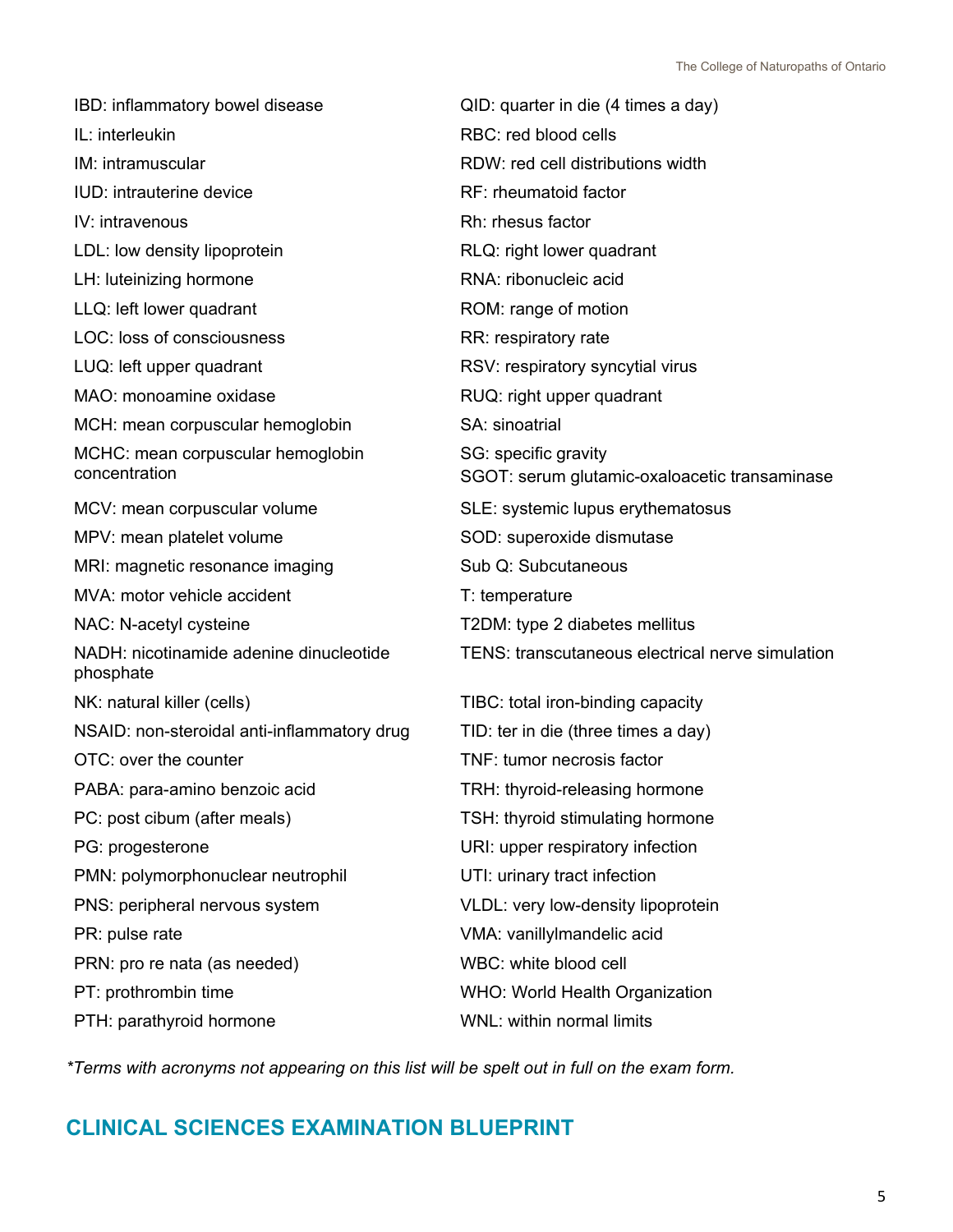IBD: inflammatory bowel disease

IL: interleukin

IM: intramuscular

IUD: intrauterine device

IV: intravenous

LDL: low density lipoprotein

LH: luteinizing hormone

LLQ: left lower quadrant

LOC: loss of consciousness

LUQ: left upper quadrant

MAO: monoamine oxidase

MCH: mean corpuscular hemoglobin

MCHC: mean corpuscular hemoglobin concentration

MCV: mean corpuscular volume

MPV: mean platelet volume

MRI: magnetic resonance imaging

MVA: motor vehicle accident

NAC: N-acetyl cysteine

NADH: nicotinamide adenine dinucleotide phosphate

NK: natural killer (cells)

NSAID: non-steroidal anti-inflammatory drug

OTC: over the counter

PABA: para-amino benzoic acid

PC: post cibum (after meals)

PG: progesterone

PMN: polymorphonuclear neutrophil

PNS: peripheral nervous system

PR: pulse rate

PRN: pro re nata (as needed)

PT: prothrombin time

PTH: parathyroid hormone

QID: quarter in die (4 times a day)

RBC: red blood cells

RDW: red cell distributions width

RF: rheumatoid factor

Rh: rhesus factor

RLQ: right lower quadrant

RNA: ribonucleic acid

ROM: range of motion

RR: respiratory rate

RSV: respiratory syncytial virus

RUQ: right upper quadrant

SA: sinoatrial

SG: specific gravity

SGOT: serum glutamic-oxaloacetic transaminase

SLE: systemic lupus erythematosus

SOD: superoxide dismutase

Sub Q: Subcutaneous

T: temperature

T2DM: type 2 diabetes mellitus

TENS: transcutaneous electrical nerve simulation

TIBC: total iron-binding capacity

TID: ter in die (three times a day)

TNF: tumor necrosis factor

TRH: thyroid-releasing hormone

TSH: thyroid stimulating hormone

URI: upper respiratory infection

UTI: urinary tract infection

VLDL: very low-density lipoprotein

VMA: vanillylmandelic acid

WBC: white blood cell

WHO: World Health Organization

WNL: within normal limits

*\*Terms with acronyms not appearing on this list will be spelt out in full on the exam form.*

## CLINICAL SCIENCES EXAMINATION BLUEPRINT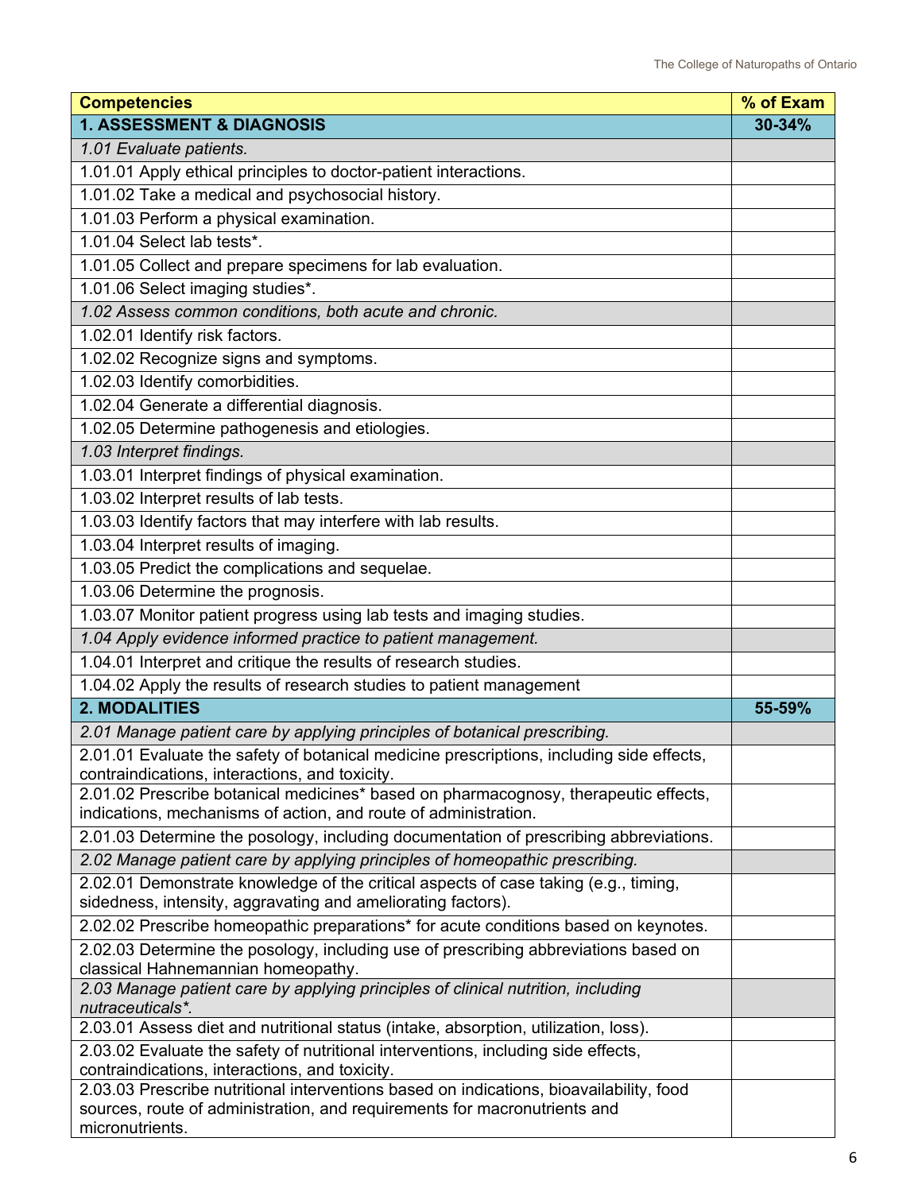| **Competencies** | **% of Exam** |
|---|---|
| **1. ASSESSMENT & DIAGNOSIS** | **30-34%** |
| *1.01 Evaluate patients.* | |
| 1.01.01 Apply ethical principles to doctor-patient interactions. | |
| 1.01.02 Take a medical and psychosocial history. | |
| 1.01.03 Perform a physical examination. | |
| 1.01.04 Select lab tests*. | |
| 1.01.05 Collect and prepare specimens for lab evaluation. | |
| 1.01.06 Select imaging studies*. | |
| *1.02 Assess common conditions, both acute and chronic.* | |
| 1.02.01 Identify risk factors. | |
| 1.02.02 Recognize signs and symptoms. | |
| 1.02.03 Identify comorbidities. | |
| 1.02.04 Generate a differential diagnosis. | |
| 1.02.05 Determine pathogenesis and etiologies. | |
| *1.03 Interpret findings.* | |
| 1.03.01 Interpret findings of physical examination. | |
| 1.03.02 Interpret results of lab tests. | |
| 1.03.03 Identify factors that may interfere with lab results. | |
| 1.03.04 Interpret results of imaging. | |
| 1.03.05 Predict the complications and sequelae. | |
| 1.03.06 Determine the prognosis. | |
| 1.03.07 Monitor patient progress using lab tests and imaging studies. | |
| *1.04 Apply evidence informed practice to patient management.* | |
| 1.04.01 Interpret and critique the results of research studies. | |
| 1.04.02 Apply the results of research studies to patient management | |
| **2. MODALITIES** | **55-59%** |
| *2.01 Manage patient care by applying principles of botanical prescribing.* | |
| 2.01.01 Evaluate the safety of botanical medicine prescriptions, including side effects, contraindications, interactions, and toxicity. | |
| 2.01.02 Prescribe botanical medicines* based on pharmacognosy, therapeutic effects, indications, mechanisms of action, and route of administration. | |
| 2.01.03 Determine the posology, including documentation of prescribing abbreviations. | |
| *2.02 Manage patient care by applying principles of homeopathic prescribing.* | |
| 2.02.01 Demonstrate knowledge of the critical aspects of case taking (e.g., timing, sidedness, intensity, aggravating and ameliorating factors). | |
| 2.02.02 Prescribe homeopathic preparations* for acute conditions based on keynotes. | |
| 2.02.03 Determine the posology, including use of prescribing abbreviations based on classical Hahnemannian homeopathy. | |
| *2.03 Manage patient care by applying principles of clinical nutrition, including nutraceuticals*.* | |
| 2.03.01 Assess diet and nutritional status (intake, absorption, utilization, loss). | |
| 2.03.02 Evaluate the safety of nutritional interventions, including side effects, contraindications, interactions, and toxicity. | |
| 2.03.03 Prescribe nutritional interventions based on indications, bioavailability, food sources, route of administration, and requirements for macronutrients and micronutrients. | |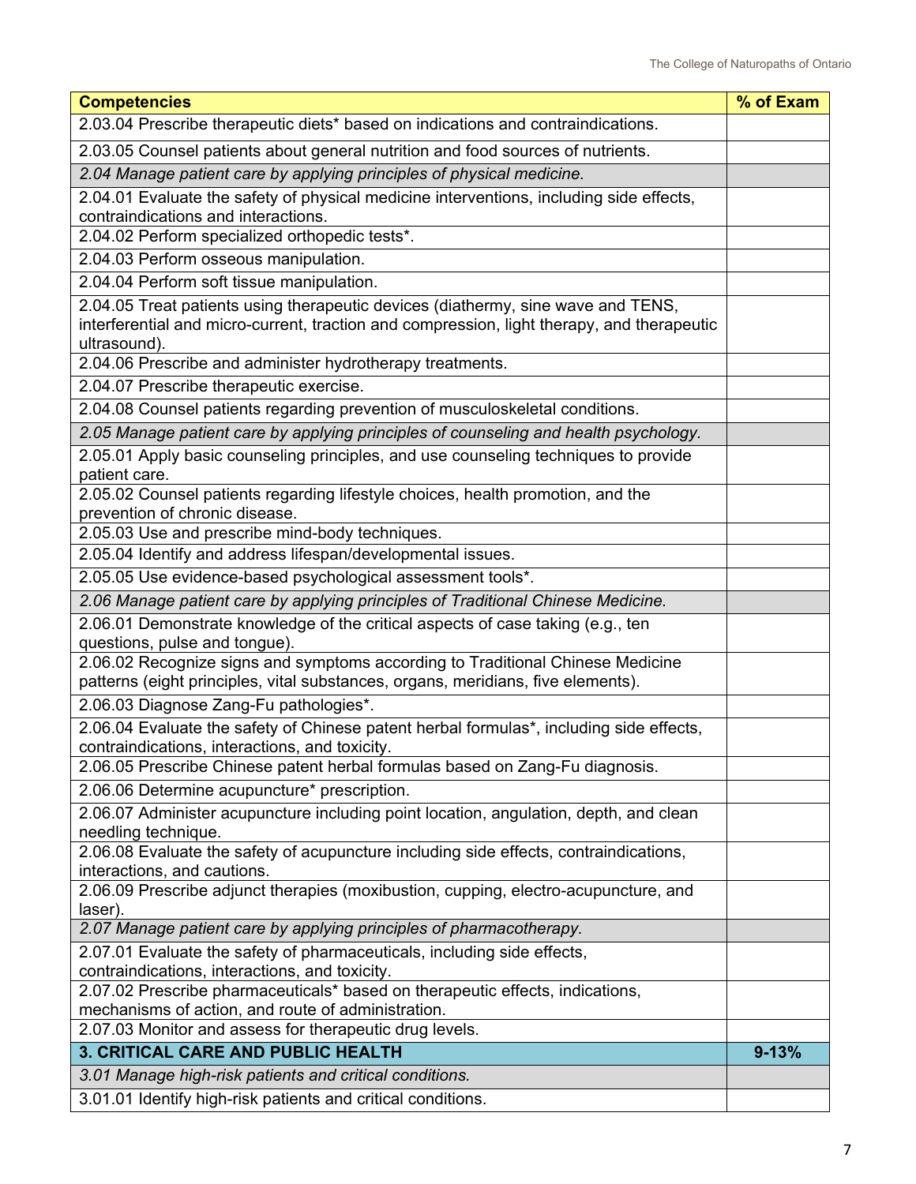| Competencies | % of Exam |
|---|---|
| 2.03.04 Prescribe therapeutic diets* based on indications and contraindications. | |
| 2.03.05 Counsel patients about general nutrition and food sources of nutrients. | |
| *2.04 Manage patient care by applying principles of physical medicine.* | |
| 2.04.01 Evaluate the safety of physical medicine interventions, including side effects, contraindications and interactions. | |
| 2.04.02 Perform specialized orthopedic tests*. | |
| 2.04.03 Perform osseous manipulation. | |
| 2.04.04 Perform soft tissue manipulation. | |
| 2.04.05 Treat patients using therapeutic devices (diathermy, sine wave and TENS, interferential and micro-current, traction and compression, light therapy, and therapeutic ultrasound). | |
| 2.04.06 Prescribe and administer hydrotherapy treatments. | |
| 2.04.07 Prescribe therapeutic exercise. | |
| 2.04.08 Counsel patients regarding prevention of musculoskeletal conditions. | |
| *2.05 Manage patient care by applying principles of counseling and health psychology.* | |
| 2.05.01 Apply basic counseling principles, and use counseling techniques to provide patient care. | |
| 2.05.02 Counsel patients regarding lifestyle choices, health promotion, and the prevention of chronic disease. | |
| 2.05.03 Use and prescribe mind-body techniques. | |
| 2.05.04 Identify and address lifespan/developmental issues. | |
| 2.05.05 Use evidence-based psychological assessment tools*. | |
| *2.06 Manage patient care by applying principles of Traditional Chinese Medicine.* | |
| 2.06.01 Demonstrate knowledge of the critical aspects of case taking (e.g., ten questions, pulse and tongue). | |
| 2.06.02 Recognize signs and symptoms according to Traditional Chinese Medicine patterns (eight principles, vital substances, organs, meridians, five elements). | |
| 2.06.03 Diagnose Zang-Fu pathologies*. | |
| 2.06.04 Evaluate the safety of Chinese patent herbal formulas*, including side effects, contraindications, interactions, and toxicity. | |
| 2.06.05 Prescribe Chinese patent herbal formulas based on Zang-Fu diagnosis. | |
| 2.06.06 Determine acupuncture* prescription. | |
| 2.06.07 Administer acupuncture including point location, angulation, depth, and clean needling technique. | |
| 2.06.08 Evaluate the safety of acupuncture including side effects, contraindications, interactions, and cautions. | |
| 2.06.09 Prescribe adjunct therapies (moxibustion, cupping, electro-acupuncture, and laser). | |
| *2.07 Manage patient care by applying principles of pharmacotherapy.* | |
| 2.07.01 Evaluate the safety of pharmaceuticals, including side effects, contraindications, interactions, and toxicity. | |
| 2.07.02 Prescribe pharmaceuticals* based on therapeutic effects, indications, mechanisms of action, and route of administration. | |
| 2.07.03 Monitor and assess for therapeutic drug levels. | |
| **3. CRITICAL CARE AND PUBLIC HEALTH** | **9-13%** |
| *3.01 Manage high-risk patients and critical conditions.* | |
| 3.01.01 Identify high-risk patients and critical conditions. | |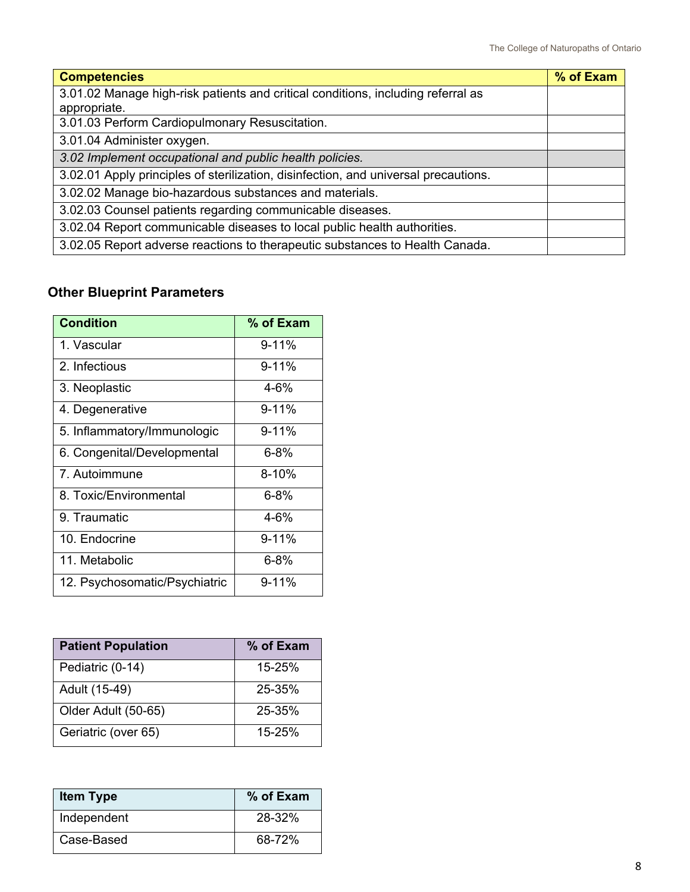| Competencies | % of Exam |
| --- | --- |
| 3.01.02 Manage high-risk patients and critical conditions, including referral as appropriate. | |
| 3.01.03 Perform Cardiopulmonary Resuscitation. | |
| 3.01.04 Administer oxygen. | |
| *3.02 Implement occupational and public health policies.* | |
| 3.02.01 Apply principles of sterilization, disinfection, and universal precautions. | |
| 3.02.02 Manage bio-hazardous substances and materials. | |
| 3.02.03 Counsel patients regarding communicable diseases. | |
| 3.02.04 Report communicable diseases to local public health authorities. | |
| 3.02.05 Report adverse reactions to therapeutic substances to Health Canada. | |

### Other Blueprint Parameters

| Condition | % of Exam |
| --- | --- |
| 1. Vascular | 9-11% |
| 2. Infectious | 9-11% |
| 3. Neoplastic | 4-6% |
| 4. Degenerative | 9-11% |
| 5. Inflammatory/Immunologic | 9-11% |
| 6. Congenital/Developmental | 6-8% |
| 7. Autoimmune | 8-10% |
| 8. Toxic/Environmental | 6-8% |
| 9. Traumatic | 4-6% |
| 10. Endocrine | 9-11% |
| 11. Metabolic | 6-8% |
| 12. Psychosomatic/Psychiatric | 9-11% |

| Patient Population | % of Exam |
| --- | --- |
| Pediatric (0-14) | 15-25% |
| Adult (15-49) | 25-35% |
| Older Adult (50-65) | 25-35% |
| Geriatric (over 65) | 15-25% |

| Item Type | % of Exam |
| --- | --- |
| Independent | 28-32% |
| Case-Based | 68-72% |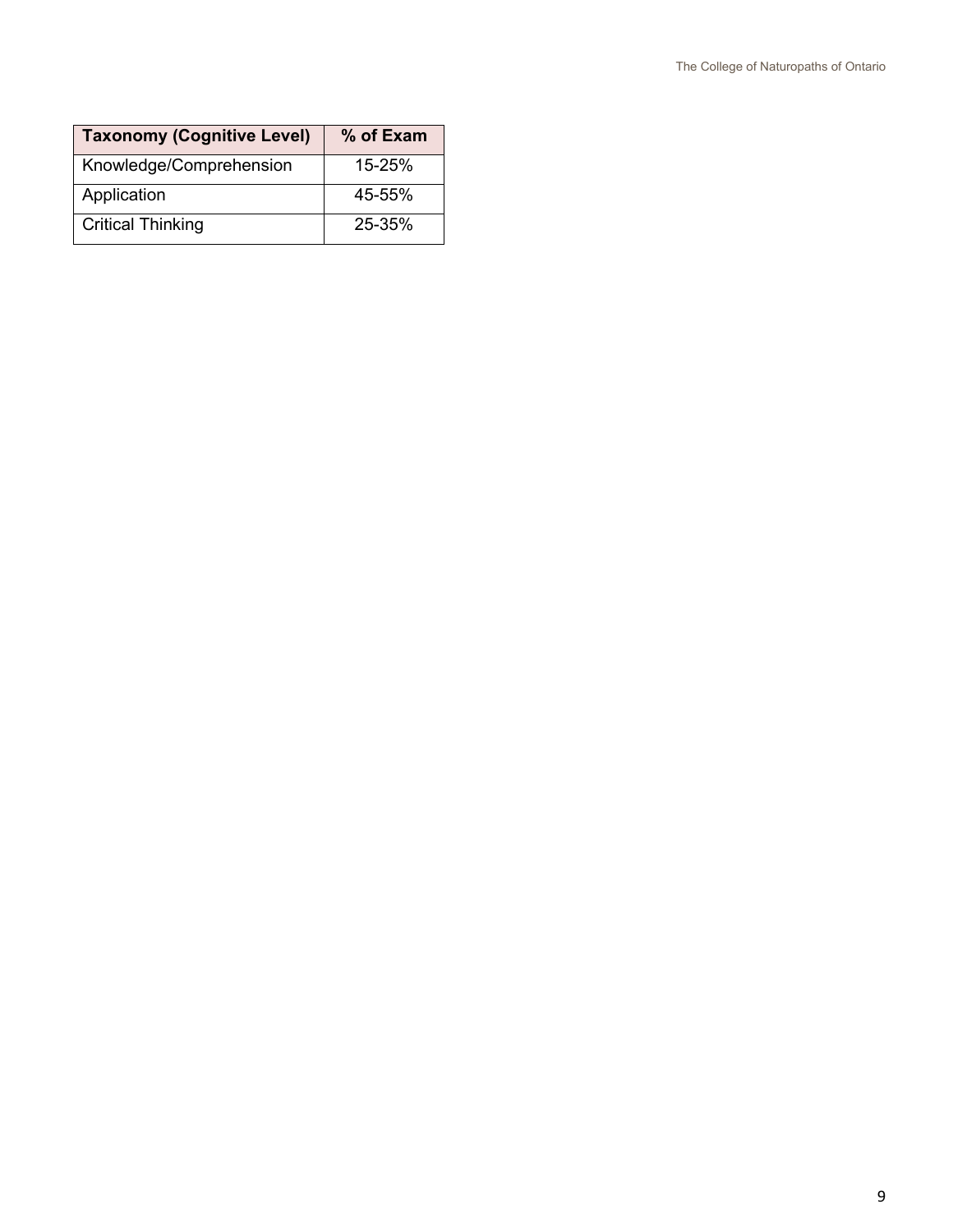| Taxonomy (Cognitive Level) | % of Exam |
| --- | --- |
| Knowledge/Comprehension | 15-25% |
| Application | 45-55% |
| Critical Thinking | 25-35% |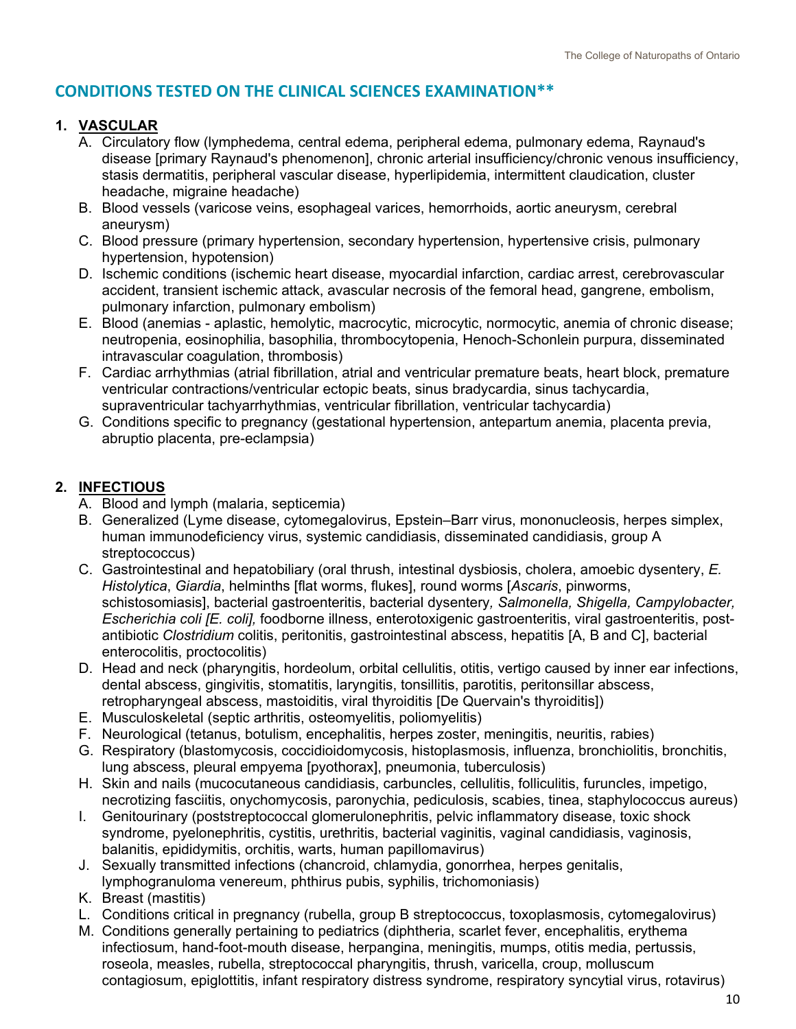## CONDITIONS TESTED ON THE CLINICAL SCIENCES EXAMINATION**

1. **VASCULAR**
   A. Circulatory flow (lymphedema, central edema, peripheral edema, pulmonary edema, Raynaud's disease [primary Raynaud's phenomenon], chronic arterial insufficiency/chronic venous insufficiency, stasis dermatitis, peripheral vascular disease, hyperlipidemia, intermittent claudication, cluster headache, migraine headache)
   B. Blood vessels (varicose veins, esophageal varices, hemorrhoids, aortic aneurysm, cerebral aneurysm)
   C. Blood pressure (primary hypertension, secondary hypertension, hypertensive crisis, pulmonary hypertension, hypotension)
   D. Ischemic conditions (ischemic heart disease, myocardial infarction, cardiac arrest, cerebrovascular accident, transient ischemic attack, avascular necrosis of the femoral head, gangrene, embolism, pulmonary infarction, pulmonary embolism)
   E. Blood (anemias - aplastic, hemolytic, macrocytic, microcytic, normocytic, anemia of chronic disease; neutropenia, eosinophilia, basophilia, thrombocytopenia, Henoch-Schonlein purpura, disseminated intravascular coagulation, thrombosis)
   F. Cardiac arrhythmias (atrial fibrillation, atrial and ventricular premature beats, heart block, premature ventricular contractions/ventricular ectopic beats, sinus bradycardia, sinus tachycardia, supraventricular tachyarrhythmias, ventricular fibrillation, ventricular tachycardia)
   G. Conditions specific to pregnancy (gestational hypertension, antepartum anemia, placenta previa, abruptio placenta, pre-eclampsia)

2. **INFECTIOUS**
   A. Blood and lymph (malaria, septicemia)
   B. Generalized (Lyme disease, cytomegalovirus, Epstein–Barr virus, mononucleosis, herpes simplex, human immunodeficiency virus, systemic candidiasis, disseminated candidiasis, group A streptococcus)
   C. Gastrointestinal and hepatobiliary (oral thrush, intestinal dysbiosis, cholera, amoebic dysentery, *E. Histolytica*, *Giardia*, helminths [flat worms, flukes], round worms [*Ascaris*, pinworms, schistosomiasis], bacterial gastroenteritis, bacterial dysentery*, Salmonella, Shigella, Campylobacter, Escherichia coli [E. coli],* foodborne illness, enterotoxigenic gastroenteritis, viral gastroenteritis, post-antibiotic *Clostridium* colitis, peritonitis, gastrointestinal abscess, hepatitis [A, B and C], bacterial enterocolitis, proctocolitis)
   D. Head and neck (pharyngitis, hordeolum, orbital cellulitis, otitis, vertigo caused by inner ear infections, dental abscess, gingivitis, stomatitis, laryngitis, tonsillitis, parotitis, peritonsillar abscess, retropharyngeal abscess, mastoiditis, viral thyroiditis [De Quervain's thyroiditis])
   E. Musculoskeletal (septic arthritis, osteomyelitis, poliomyelitis)
   F. Neurological (tetanus, botulism, encephalitis, herpes zoster, meningitis, neuritis, rabies)
   G. Respiratory (blastomycosis, coccidioidomycosis, histoplasmosis, influenza, bronchiolitis, bronchitis, lung abscess, pleural empyema [pyothorax], pneumonia, tuberculosis)
   H. Skin and nails (mucocutaneous candidiasis, carbuncles, cellulitis, folliculitis, furuncles, impetigo, necrotizing fasciitis, onychomycosis, paronychia, pediculosis, scabies, tinea, staphylococcus aureus)
   I. Genitourinary (poststreptococcal glomerulonephritis, pelvic inflammatory disease, toxic shock syndrome, pyelonephritis, cystitis, urethritis, bacterial vaginitis, vaginal candidiasis, vaginosis, balanitis, epididymitis, orchitis, warts, human papillomavirus)
   J. Sexually transmitted infections (chancroid, chlamydia, gonorrhea, herpes genitalis, lymphogranuloma venereum, phthirus pubis, syphilis, trichomoniasis)
   K. Breast (mastitis)
   L. Conditions critical in pregnancy (rubella, group B streptococcus, toxoplasmosis, cytomegalovirus)
   M. Conditions generally pertaining to pediatrics (diphtheria, scarlet fever, encephalitis, erythema infectiosum, hand-foot-mouth disease, herpangina, meningitis, mumps, otitis media, pertussis, roseola, measles, rubella, streptococcal pharyngitis, thrush, varicella, croup, molluscum contagiosum, epiglottitis, infant respiratory distress syndrome, respiratory syncytial virus, rotavirus)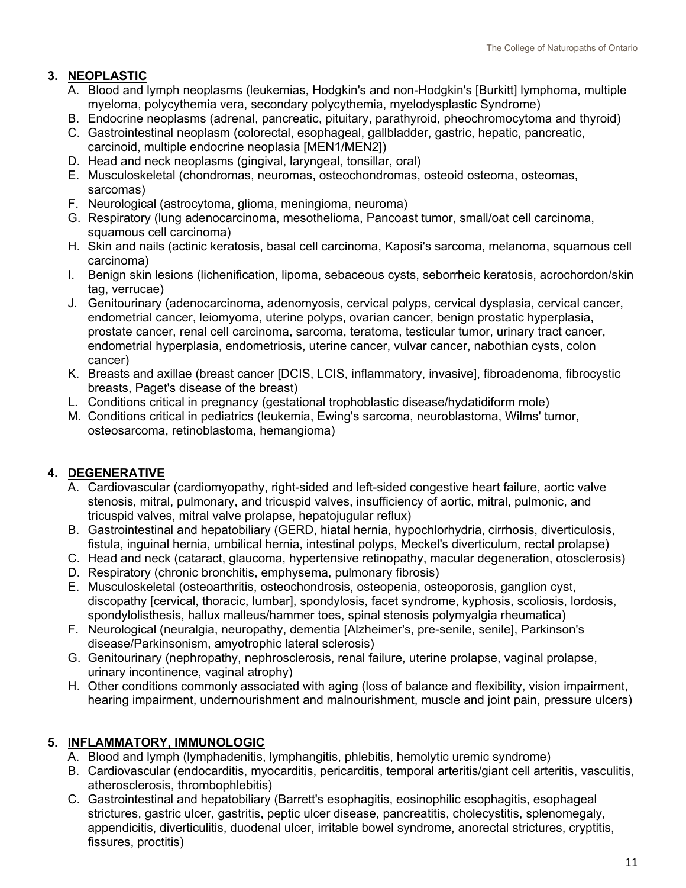3. **NEOPLASTIC**

   A. Blood and lymph neoplasms (leukemias, Hodgkin's and non-Hodgkin's [Burkitt] lymphoma, multiple myeloma, polycythemia vera, secondary polycythemia, myelodysplastic Syndrome)
   B. Endocrine neoplasms (adrenal, pancreatic, parathyroid, pituitary, pheochromocytoma and thyroid)
   C. Gastrointestinal neoplasm (colorectal, esophageal, gallbladder, gastric, hepatic, pancreatic, carcinoid, multiple endocrine neoplasia [MEN1/MEN2])
   D. Head and neck neoplasms (gingival, laryngeal, tonsillar, oral)
   E. Musculoskeletal (chondromas, neuromas, osteochondromas, osteoid osteoma, osteomas, sarcomas)
   F. Neurological (astrocytoma, glioma, meningioma, neuroma)
   G. Respiratory (lung adenocarcinoma, mesothelioma, Pancoast tumor, small/oat cell carcinoma, squamous cell carcinoma)
   H. Skin and nails (actinic keratosis, basal cell carcinoma, Kaposi's sarcoma, melanoma, squamous cell carcinoma)
   I. Benign skin lesions (lichenification, lipoma, sebaceous cysts, seborrheic keratosis, acrochordon/skin tag, verrucae)
   J. Genitourinary (adenocarcinoma, adenomyosis, cervical polyps, cervical dysplasia, cervical cancer, endometrial cancer, leiomyoma, uterine polyps, ovarian cancer, benign prostatic hyperplasia, prostate cancer, renal cell carcinoma, sarcoma, teratoma, testicular tumor, urinary tract cancer, endometrial hyperplasia, endometriosis, uterine cancer, vulvar cancer, nabothian cysts, colon cancer)
   K. Breasts and axillae (breast cancer [DCIS, LCIS, inflammatory, invasive], fibroadenoma, fibrocystic breasts, Paget's disease of the breast)
   L. Conditions critical in pregnancy (gestational trophoblastic disease/hydatidiform mole)
   M. Conditions critical in pediatrics (leukemia, Ewing's sarcoma, neuroblastoma, Wilms' tumor, osteosarcoma, retinoblastoma, hemangioma)

4. **DEGENERATIVE**

   A. Cardiovascular (cardiomyopathy, right-sided and left-sided congestive heart failure, aortic valve stenosis, mitral, pulmonary, and tricuspid valves, insufficiency of aortic, mitral, pulmonic, and tricuspid valves, mitral valve prolapse, hepatojugular reflux)
   B. Gastrointestinal and hepatobiliary (GERD, hiatal hernia, hypochlorhydria, cirrhosis, diverticulosis, fistula, inguinal hernia, umbilical hernia, intestinal polyps, Meckel's diverticulum, rectal prolapse)
   C. Head and neck (cataract, glaucoma, hypertensive retinopathy, macular degeneration, otosclerosis)
   D. Respiratory (chronic bronchitis, emphysema, pulmonary fibrosis)
   E. Musculoskeletal (osteoarthritis, osteochondrosis, osteopenia, osteoporosis, ganglion cyst, discopathy [cervical, thoracic, lumbar], spondylosis, facet syndrome, kyphosis, scoliosis, lordosis, spondylolisthesis, hallux malleus/hammer toes, spinal stenosis polymyalgia rheumatica)
   F. Neurological (neuralgia, neuropathy, dementia [Alzheimer's, pre-senile, senile], Parkinson's disease/Parkinsonism, amyotrophic lateral sclerosis)
   G. Genitourinary (nephropathy, nephrosclerosis, renal failure, uterine prolapse, vaginal prolapse, urinary incontinence, vaginal atrophy)
   H. Other conditions commonly associated with aging (loss of balance and flexibility, vision impairment, hearing impairment, undernourishment and malnourishment, muscle and joint pain, pressure ulcers)

5. **INFLAMMATORY, IMMUNOLOGIC**

   A. Blood and lymph (lymphadenitis, lymphangitis, phlebitis, hemolytic uremic syndrome)
   B. Cardiovascular (endocarditis, myocarditis, pericarditis, temporal arteritis/giant cell arteritis, vasculitis, atherosclerosis, thrombophlebitis)
   C. Gastrointestinal and hepatobiliary (Barrett's esophagitis, eosinophilic esophagitis, esophageal strictures, gastric ulcer, gastritis, peptic ulcer disease, pancreatitis, cholecystitis, splenomegaly, appendicitis, diverticulitis, duodenal ulcer, irritable bowel syndrome, anorectal strictures, cryptitis, fissures, proctitis)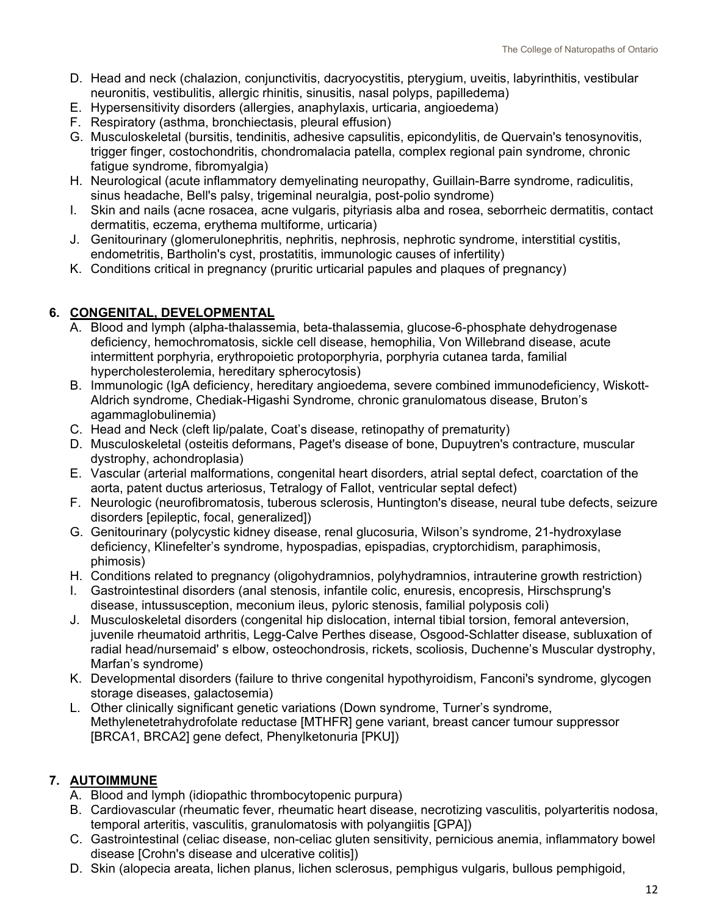D. Head and neck (chalazion, conjunctivitis, dacryocystitis, pterygium, uveitis, labyrinthitis, vestibular neuronitis, vestibulitis, allergic rhinitis, sinusitis, nasal polyps, papilledema)
E. Hypersensitivity disorders (allergies, anaphylaxis, urticaria, angioedema)
F. Respiratory (asthma, bronchiectasis, pleural effusion)
G. Musculoskeletal (bursitis, tendinitis, adhesive capsulitis, epicondylitis, de Quervain's tenosynovitis, trigger finger, costochondritis, chondromalacia patella, complex regional pain syndrome, chronic fatigue syndrome, fibromyalgia)
H. Neurological (acute inflammatory demyelinating neuropathy, Guillain-Barre syndrome, radiculitis, sinus headache, Bell's palsy, trigeminal neuralgia, post-polio syndrome)
I. Skin and nails (acne rosacea, acne vulgaris, pityriasis alba and rosea, seborrheic dermatitis, contact dermatitis, eczema, erythema multiforme, urticaria)
J. Genitourinary (glomerulonephritis, nephritis, nephrosis, nephrotic syndrome, interstitial cystitis, endometritis, Bartholin's cyst, prostatitis, immunologic causes of infertility)
K. Conditions critical in pregnancy (pruritic urticarial papules and plaques of pregnancy)

## 6. CONGENITAL, DEVELOPMENTAL

A. Blood and lymph (alpha-thalassemia, beta-thalassemia, glucose-6-phosphate dehydrogenase deficiency, hemochromatosis, sickle cell disease, hemophilia, Von Willebrand disease, acute intermittent porphyria, erythropoietic protoporphyria, porphyria cutanea tarda, familial hypercholesterolemia, hereditary spherocytosis)
B. Immunologic (IgA deficiency, hereditary angioedema, severe combined immunodeficiency, Wiskott-Aldrich syndrome, Chediak-Higashi Syndrome, chronic granulomatous disease, Bruton's agammaglobulinemia)
C. Head and Neck (cleft lip/palate, Coat's disease, retinopathy of prematurity)
D. Musculoskeletal (osteitis deformans, Paget's disease of bone, Dupuytren's contracture, muscular dystrophy, achondroplasia)
E. Vascular (arterial malformations, congenital heart disorders, atrial septal defect, coarctation of the aorta, patent ductus arteriosus, Tetralogy of Fallot, ventricular septal defect)
F. Neurologic (neurofibromatosis, tuberous sclerosis, Huntington's disease, neural tube defects, seizure disorders [epileptic, focal, generalized])
G. Genitourinary (polycystic kidney disease, renal glucosuria, Wilson's syndrome, 21-hydroxylase deficiency, Klinefelter's syndrome, hypospadias, epispadias, cryptorchidism, paraphimosis, phimosis)
H. Conditions related to pregnancy (oligohydramnios, polyhydramnios, intrauterine growth restriction)
I. Gastrointestinal disorders (anal stenosis, infantile colic, enuresis, encopresis, Hirschsprung's disease, intussusception, meconium ileus, pyloric stenosis, familial polyposis coli)
J. Musculoskeletal disorders (congenital hip dislocation, internal tibial torsion, femoral anteversion, juvenile rheumatoid arthritis, Legg-Calve Perthes disease, Osgood-Schlatter disease, subluxation of radial head/nursemaid' s elbow, osteochondrosis, rickets, scoliosis, Duchenne's Muscular dystrophy, Marfan's syndrome)
K. Developmental disorders (failure to thrive congenital hypothyroidism, Fanconi's syndrome, glycogen storage diseases, galactosemia)
L. Other clinically significant genetic variations (Down syndrome, Turner's syndrome, Methylenetetrahydrofolate reductase [MTHFR] gene variant, breast cancer tumour suppressor [BRCA1, BRCA2] gene defect, Phenylketonuria [PKU])

## 7. AUTOIMMUNE

A. Blood and lymph (idiopathic thrombocytopenic purpura)
B. Cardiovascular (rheumatic fever, rheumatic heart disease, necrotizing vasculitis, polyarteritis nodosa, temporal arteritis, vasculitis, granulomatosis with polyangiitis [GPA])
C. Gastrointestinal (celiac disease, non-celiac gluten sensitivity, pernicious anemia, inflammatory bowel disease [Crohn's disease and ulcerative colitis])
D. Skin (alopecia areata, lichen planus, lichen sclerosus, pemphigus vulgaris, bullous pemphigoid,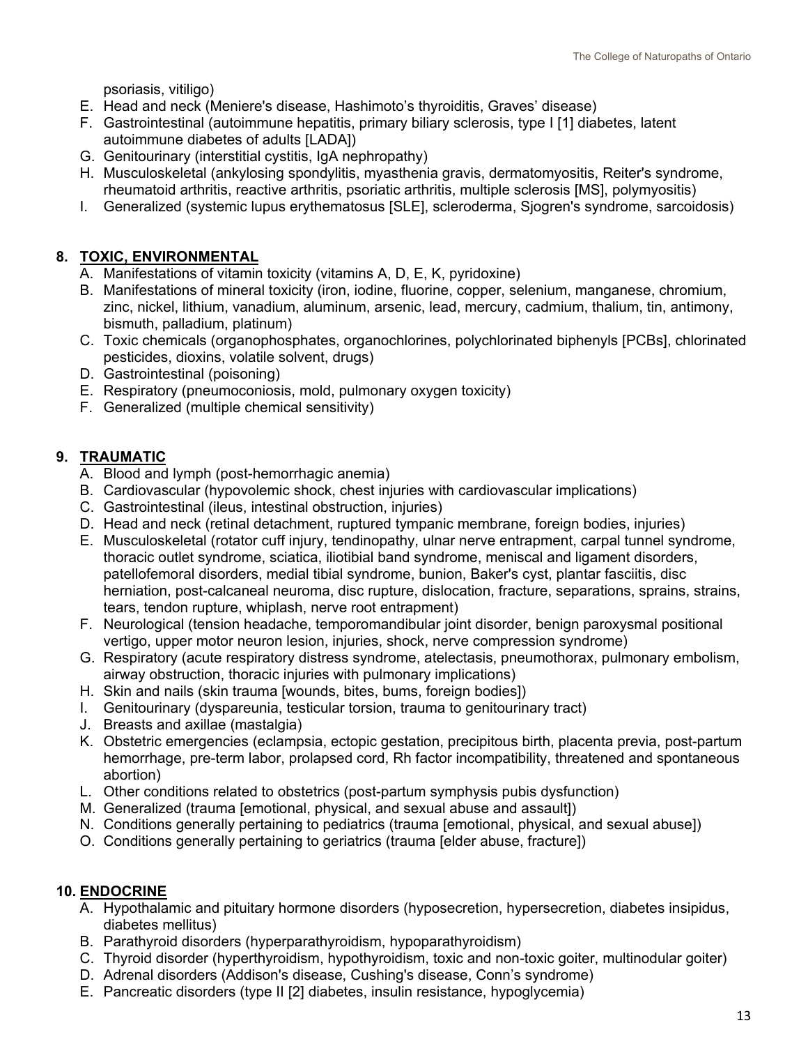psoriasis, vitiligo)

E. Head and neck (Meniere's disease, Hashimoto's thyroiditis, Graves' disease)
F. Gastrointestinal (autoimmune hepatitis, primary biliary sclerosis, type I [1] diabetes, latent autoimmune diabetes of adults [LADA])
G. Genitourinary (interstitial cystitis, IgA nephropathy)
H. Musculoskeletal (ankylosing spondylitis, myasthenia gravis, dermatomyositis, Reiter's syndrome, rheumatoid arthritis, reactive arthritis, psoriatic arthritis, multiple sclerosis [MS], polymyositis)
I. Generalized (systemic lupus erythematosus [SLE], scleroderma, Sjogren's syndrome, sarcoidosis)

**8. TOXIC, ENVIRONMENTAL**

A. Manifestations of vitamin toxicity (vitamins A, D, E, K, pyridoxine)
B. Manifestations of mineral toxicity (iron, iodine, fluorine, copper, selenium, manganese, chromium, zinc, nickel, lithium, vanadium, aluminum, arsenic, lead, mercury, cadmium, thalium, tin, antimony, bismuth, palladium, platinum)
C. Toxic chemicals (organophosphates, organochlorines, polychlorinated biphenyls [PCBs], chlorinated pesticides, dioxins, volatile solvent, drugs)
D. Gastrointestinal (poisoning)
E. Respiratory (pneumoconiosis, mold, pulmonary oxygen toxicity)
F. Generalized (multiple chemical sensitivity)

**9. TRAUMATIC**

A. Blood and lymph (post-hemorrhagic anemia)
B. Cardiovascular (hypovolemic shock, chest injuries with cardiovascular implications)
C. Gastrointestinal (ileus, intestinal obstruction, injuries)
D. Head and neck (retinal detachment, ruptured tympanic membrane, foreign bodies, injuries)
E. Musculoskeletal (rotator cuff injury, tendinopathy, ulnar nerve entrapment, carpal tunnel syndrome, thoracic outlet syndrome, sciatica, iliotibial band syndrome, meniscal and ligament disorders, patellofemoral disorders, medial tibial syndrome, bunion, Baker's cyst, plantar fasciitis, disc herniation, post-calcaneal neuroma, disc rupture, dislocation, fracture, separations, sprains, strains, tears, tendon rupture, whiplash, nerve root entrapment)
F. Neurological (tension headache, temporomandibular joint disorder, benign paroxysmal positional vertigo, upper motor neuron lesion, injuries, shock, nerve compression syndrome)
G. Respiratory (acute respiratory distress syndrome, atelectasis, pneumothorax, pulmonary embolism, airway obstruction, thoracic injuries with pulmonary implications)
H. Skin and nails (skin trauma [wounds, bites, bums, foreign bodies])
I. Genitourinary (dyspareunia, testicular torsion, trauma to genitourinary tract)
J. Breasts and axillae (mastalgia)
K. Obstetric emergencies (eclampsia, ectopic gestation, precipitous birth, placenta previa, post-partum hemorrhage, pre-term labor, prolapsed cord, Rh factor incompatibility, threatened and spontaneous abortion)
L. Other conditions related to obstetrics (post-partum symphysis pubis dysfunction)
M. Generalized (trauma [emotional, physical, and sexual abuse and assault])
N. Conditions generally pertaining to pediatrics (trauma [emotional, physical, and sexual abuse])
O. Conditions generally pertaining to geriatrics (trauma [elder abuse, fracture])

**10. ENDOCRINE**

A. Hypothalamic and pituitary hormone disorders (hyposecretion, hypersecretion, diabetes insipidus, diabetes mellitus)
B. Parathyroid disorders (hyperparathyroidism, hypoparathyroidism)
C. Thyroid disorder (hyperthyroidism, hypothyroidism, toxic and non-toxic goiter, multinodular goiter)
D. Adrenal disorders (Addison's disease, Cushing's disease, Conn's syndrome)
E. Pancreatic disorders (type II [2] diabetes, insulin resistance, hypoglycemia)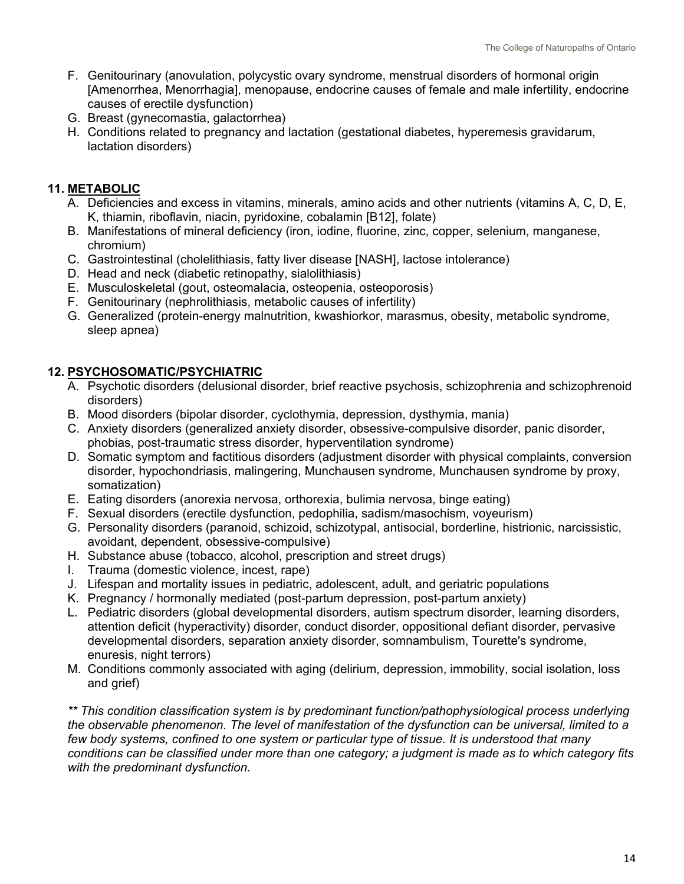F. Genitourinary (anovulation, polycystic ovary syndrome, menstrual disorders of hormonal origin [Amenorrhea, Menorrhagia], menopause, endocrine causes of female and male infertility, endocrine causes of erectile dysfunction)
G. Breast (gynecomastia, galactorrhea)
H. Conditions related to pregnancy and lactation (gestational diabetes, hyperemesis gravidarum, lactation disorders)

**11. <u>METABOLIC</u>**

A. Deficiencies and excess in vitamins, minerals, amino acids and other nutrients (vitamins A, C, D, E, K, thiamin, riboflavin, niacin, pyridoxine, cobalamin [B12], folate)
B. Manifestations of mineral deficiency (iron, iodine, fluorine, zinc, copper, selenium, manganese, chromium)
C. Gastrointestinal (cholelithiasis, fatty liver disease [NASH], lactose intolerance)
D. Head and neck (diabetic retinopathy, sialolithiasis)
E. Musculoskeletal (gout, osteomalacia, osteopenia, osteoporosis)
F. Genitourinary (nephrolithiasis, metabolic causes of infertility)
G. Generalized (protein-energy malnutrition, kwashiorkor, marasmus, obesity, metabolic syndrome, sleep apnea)

**12. <u>PSYCHOSOMATIC/PSYCHIATRIC</u>**

A. Psychotic disorders (delusional disorder, brief reactive psychosis, schizophrenia and schizophrenoid disorders)
B. Mood disorders (bipolar disorder, cyclothymia, depression, dysthymia, mania)
C. Anxiety disorders (generalized anxiety disorder, obsessive-compulsive disorder, panic disorder, phobias, post-traumatic stress disorder, hyperventilation syndrome)
D. Somatic symptom and factitious disorders (adjustment disorder with physical complaints, conversion disorder, hypochondriasis, malingering, Munchausen syndrome, Munchausen syndrome by proxy, somatization)
E. Eating disorders (anorexia nervosa, orthorexia, bulimia nervosa, binge eating)
F. Sexual disorders (erectile dysfunction, pedophilia, sadism/masochism, voyeurism)
G. Personality disorders (paranoid, schizoid, schizotypal, antisocial, borderline, histrionic, narcissistic, avoidant, dependent, obsessive-compulsive)
H. Substance abuse (tobacco, alcohol, prescription and street drugs)
I. Trauma (domestic violence, incest, rape)
J. Lifespan and mortality issues in pediatric, adolescent, adult, and geriatric populations
K. Pregnancy / hormonally mediated (post-partum depression, post-partum anxiety)
L. Pediatric disorders (global developmental disorders, autism spectrum disorder, learning disorders, attention deficit (hyperactivity) disorder, conduct disorder, oppositional defiant disorder, pervasive developmental disorders, separation anxiety disorder, somnambulism, Tourette's syndrome, enuresis, night terrors)
M. Conditions commonly associated with aging (delirium, depression, immobility, social isolation, loss and grief)

*** This condition classification system is by predominant function/pathophysiological process underlying the observable phenomenon. The level of manifestation of the dysfunction can be universal, limited to a few body systems, confined to one system or particular type of tissue. It is understood that many conditions can be classified under more than one category; a judgment is made as to which category fits with the predominant dysfunction.*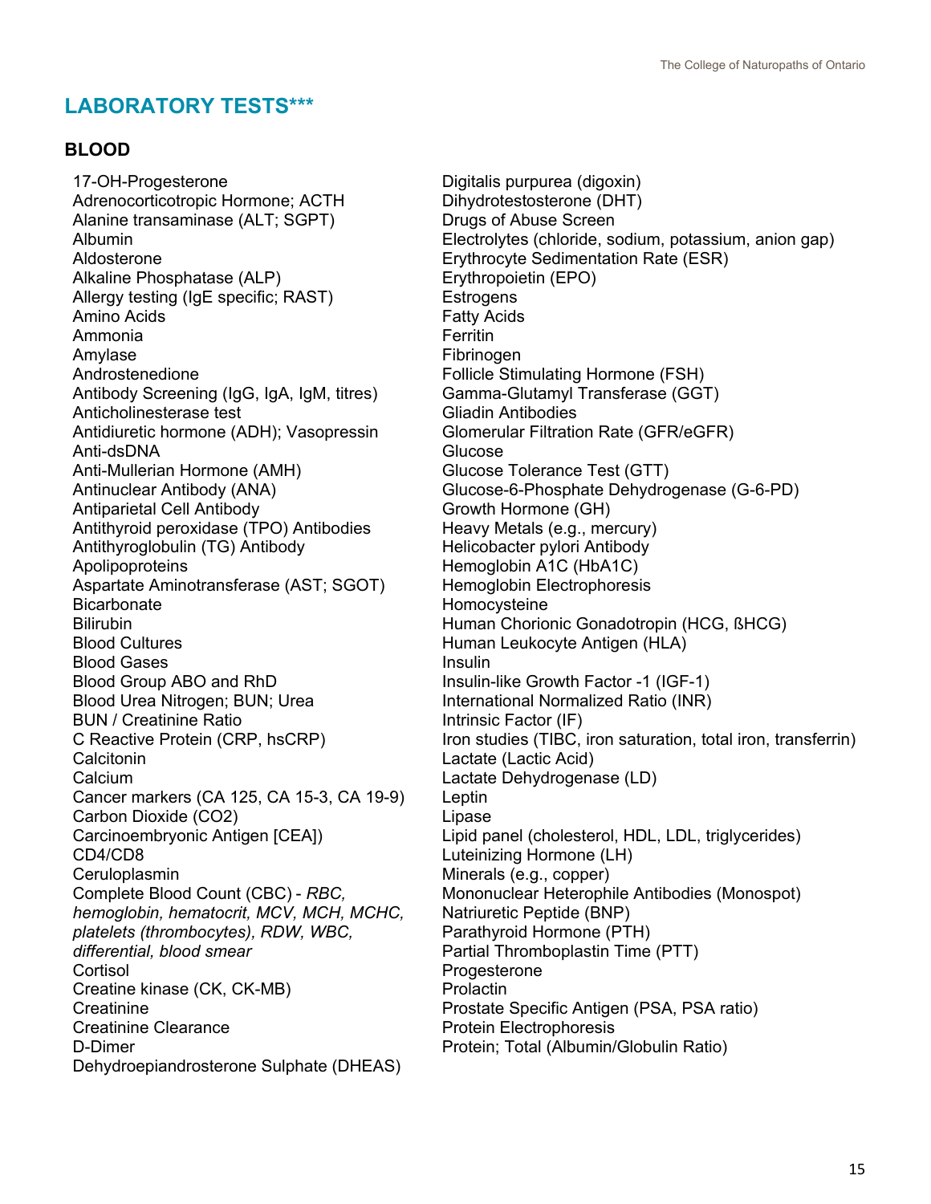## LABORATORY TESTS***

### BLOOD

- 17-OH-Progesterone
- Adrenocorticotropic Hormone; ACTH
- Alanine transaminase (ALT; SGPT)
- Albumin
- Aldosterone
- Alkaline Phosphatase (ALP)
- Allergy testing (IgE specific; RAST)
- Amino Acids
- Ammonia
- Amylase
- Androstenedione
- Antibody Screening (IgG, IgA, IgM, titres)
- Anticholinesterase test
- Antidiuretic hormone (ADH); Vasopressin
- Anti-dsDNA
- Anti-Mullerian Hormone (AMH)
- Antinuclear Antibody (ANA)
- Antiparietal Cell Antibody
- Antithyroid peroxidase (TPO) Antibodies
- Antithyroglobulin (TG) Antibody
- Apolipoproteins
- Aspartate Aminotransferase (AST; SGOT)
- Bicarbonate
- Bilirubin
- Blood Cultures
- Blood Gases
- Blood Group ABO and RhD
- Blood Urea Nitrogen; BUN; Urea
- BUN / Creatinine Ratio
- C Reactive Protein (CRP, hsCRP)
- Calcitonin
- Calcium
- Cancer markers (CA 125, CA 15-3, CA 19-9)
- Carbon Dioxide (CO2)
- Carcinoembryonic Antigen [CEA])
- CD4/CD8
- Ceruloplasmin
- Complete Blood Count (CBC) - *RBC, hemoglobin, hematocrit, MCV, MCH, MCHC, platelets (thrombocytes), RDW, WBC, differential, blood smear*
- Cortisol
- Creatine kinase (CK, CK-MB)
- Creatinine
- Creatinine Clearance
- D-Dimer
- Dehydroepiandrosterone Sulphate (DHEAS)
- Digitalis purpurea (digoxin)
- Dihydrotestosterone (DHT)
- Drugs of Abuse Screen
- Electrolytes (chloride, sodium, potassium, anion gap)
- Erythrocyte Sedimentation Rate (ESR)
- Erythropoietin (EPO)
- Estrogens
- Fatty Acids
- Ferritin
- Fibrinogen
- Follicle Stimulating Hormone (FSH)
- Gamma-Glutamyl Transferase (GGT)
- Gliadin Antibodies
- Glomerular Filtration Rate (GFR/eGFR)
- Glucose
- Glucose Tolerance Test (GTT)
- Glucose-6-Phosphate Dehydrogenase (G-6-PD)
- Growth Hormone (GH)
- Heavy Metals (e.g., mercury)
- Helicobacter pylori Antibody
- Hemoglobin A1C (HbA1C)
- Hemoglobin Electrophoresis
- Homocysteine
- Human Chorionic Gonadotropin (HCG, ßHCG)
- Human Leukocyte Antigen (HLA)
- Insulin
- Insulin-like Growth Factor -1 (IGF-1)
- International Normalized Ratio (INR)
- Intrinsic Factor (IF)
- Iron studies (TIBC, iron saturation, total iron, transferrin)
- Lactate (Lactic Acid)
- Lactate Dehydrogenase (LD)
- Leptin
- Lipase
- Lipid panel (cholesterol, HDL, LDL, triglycerides)
- Luteinizing Hormone (LH)
- Minerals (e.g., copper)
- Mononuclear Heterophile Antibodies (Monospot)
- Natriuretic Peptide (BNP)
- Parathyroid Hormone (PTH)
- Partial Thromboplastin Time (PTT)
- Progesterone
- Prolactin
- Prostate Specific Antigen (PSA, PSA ratio)
- Protein Electrophoresis
- Protein; Total (Albumin/Globulin Ratio)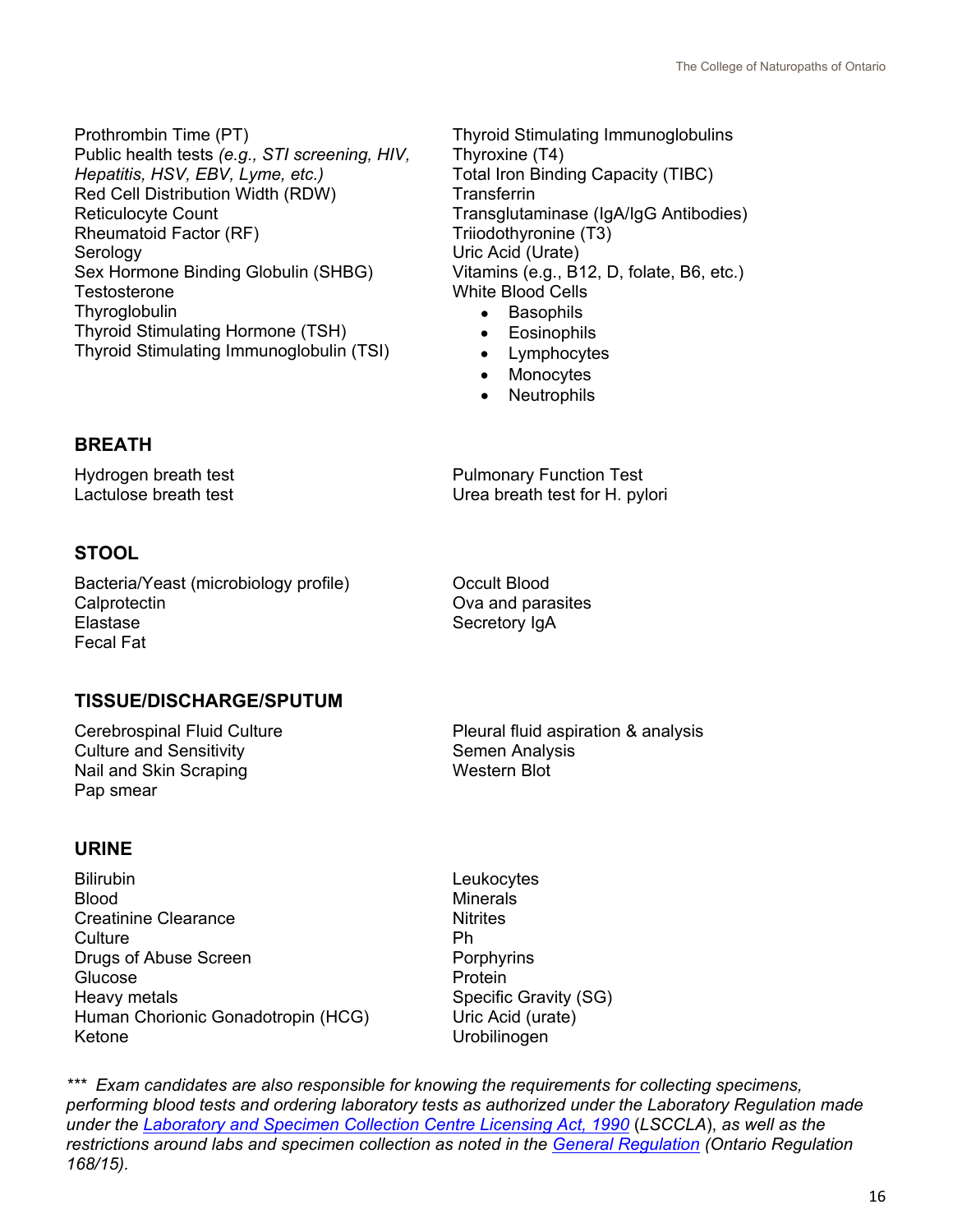Prothrombin Time (PT)
Public health tests *(e.g., STI screening, HIV, Hepatitis, HSV, EBV, Lyme, etc.)*
Red Cell Distribution Width (RDW)
Reticulocyte Count
Rheumatoid Factor (RF)
Serology
Sex Hormone Binding Globulin (SHBG)
Testosterone
Thyroglobulin
Thyroid Stimulating Hormone (TSH)
Thyroid Stimulating Immunoglobulin (TSI)
Thyroid Stimulating Immunoglobulins
Thyroxine (T4)
Total Iron Binding Capacity (TIBC)
Transferrin
Transglutaminase (IgA/IgG Antibodies)
Triiodothyronine (T3)
Uric Acid (Urate)
Vitamins (e.g., B12, D, folate, B6, etc.)
White Blood Cells

- Basophils
- Eosinophils
- Lymphocytes
- Monocytes
- Neutrophils

## BREATH

Hydrogen breath test
Lactulose breath test
Pulmonary Function Test
Urea breath test for H. pylori

## STOOL

Bacteria/Yeast (microbiology profile)
Calprotectin
Elastase
Fecal Fat
Occult Blood
Ova and parasites
Secretory IgA

## TISSUE/DISCHARGE/SPUTUM

Cerebrospinal Fluid Culture
Culture and Sensitivity
Nail and Skin Scraping
Pap smear
Pleural fluid aspiration & analysis
Semen Analysis
Western Blot

## URINE

Bilirubin
Blood
Creatinine Clearance
Culture
Drugs of Abuse Screen
Glucose
Heavy metals
Human Chorionic Gonadotropin (HCG)
Ketone
Leukocytes
Minerals
Nitrites
Ph
Porphyrins
Protein
Specific Gravity (SG)
Uric Acid (urate)
Urobilinogen

*\*\*\* Exam candidates are also responsible for knowing the requirements for collecting specimens, performing blood tests and ordering laboratory tests as authorized under the Laboratory Regulation made under the [Laboratory and Specimen Collection Centre Licensing Act, 1990](#) (LSCCLA), as well as the restrictions around labs and specimen collection as noted in the [General Regulation](#) (Ontario Regulation 168/15).*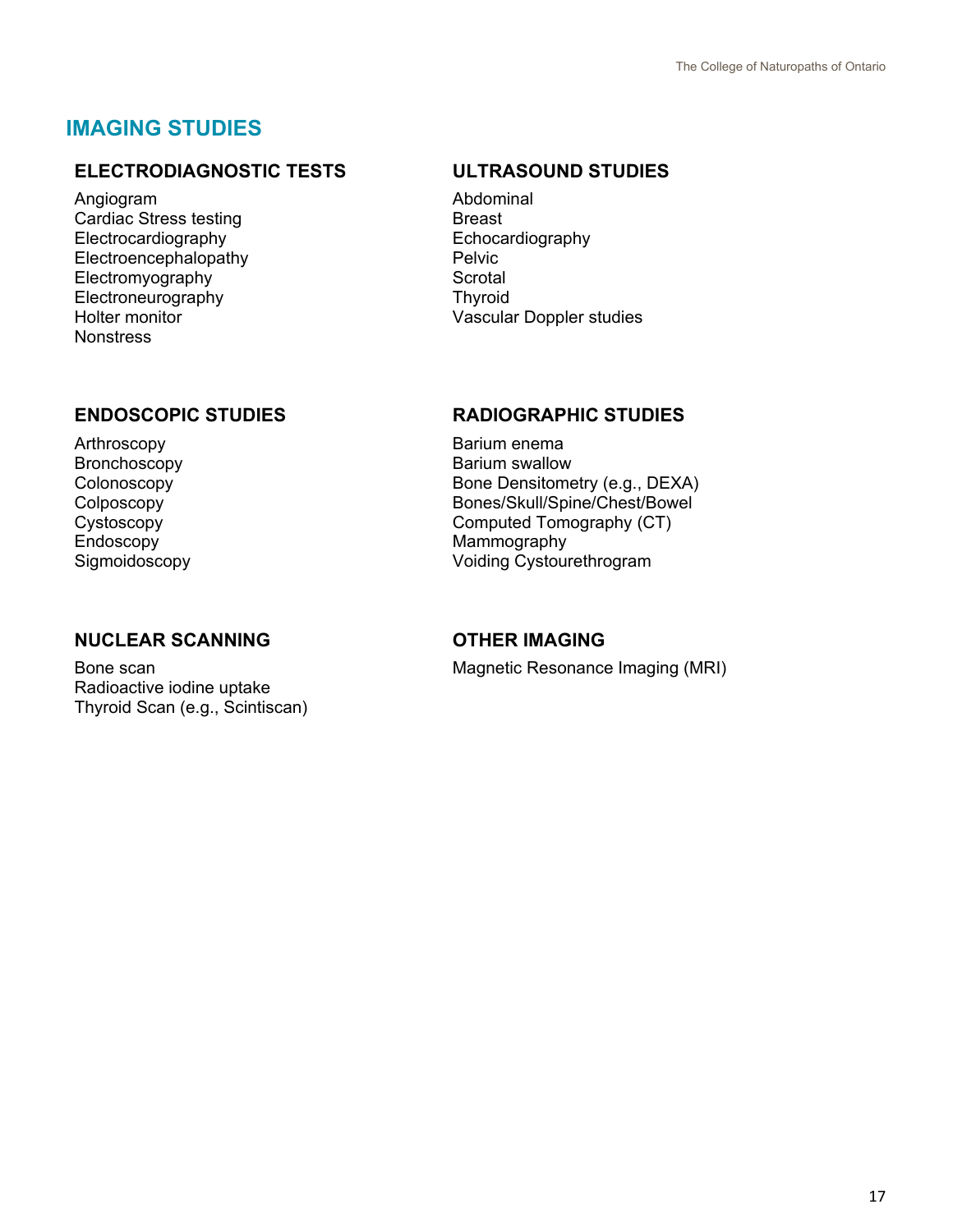## IMAGING STUDIES

### ELECTRODIAGNOSTIC TESTS

Angiogram
Cardiac Stress testing
Electrocardiography
Electroencephalopathy
Electromyography
Electroneurography
Holter monitor
Nonstress

### ULTRASOUND STUDIES

Abdominal
Breast
Echocardiography
Pelvic
Scrotal
Thyroid
Vascular Doppler studies

### ENDOSCOPIC STUDIES

Arthroscopy
Bronchoscopy
Colonoscopy
Colposcopy
Cystoscopy
Endoscopy
Sigmoidoscopy

### RADIOGRAPHIC STUDIES

Barium enema
Barium swallow
Bone Densitometry (e.g., DEXA)
Bones/Skull/Spine/Chest/Bowel
Computed Tomography (CT)
Mammography
Voiding Cystourethrogram

### NUCLEAR SCANNING

Bone scan
Radioactive iodine uptake
Thyroid Scan (e.g., Scintiscan)

### OTHER IMAGING

Magnetic Resonance Imaging (MRI)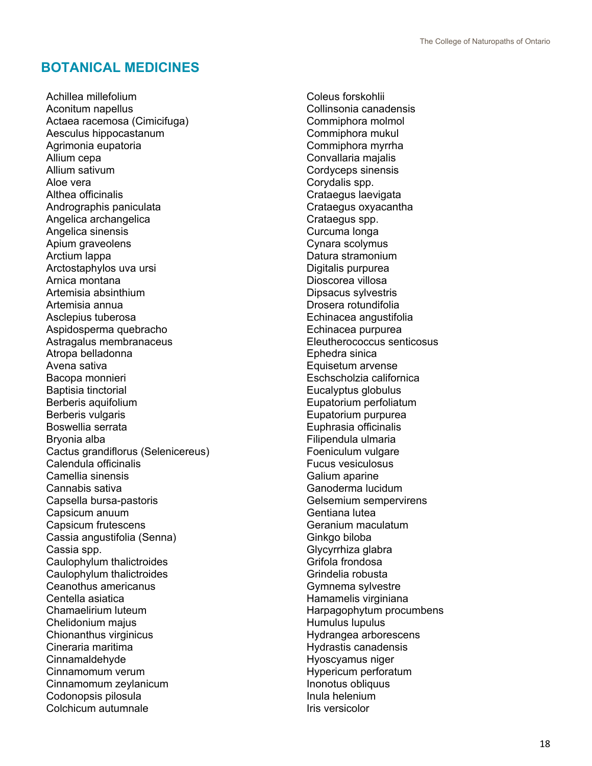## BOTANICAL MEDICINES

Achillea millefolium
Aconitum napellus
Actaea racemosa (Cimicifuga)
Aesculus hippocastanum
Agrimonia eupatoria
Allium cepa
Allium sativum
Aloe vera
Althea officinalis
Andrographis paniculata
Angelica archangelica
Angelica sinensis
Apium graveolens
Arctium lappa
Arctostaphylos uva ursi
Arnica montana
Artemisia absinthium
Artemisia annua
Asclepius tuberosa
Aspidosperma quebracho
Astragalus membranaceus
Atropa belladonna
Avena sativa
Bacopa monnieri
Baptisia tinctorial
Berberis aquifolium
Berberis vulgaris
Boswellia serrata
Bryonia alba
Cactus grandiflorus (Selenicereus)
Calendula officinalis
Camellia sinensis
Cannabis sativa
Capsella bursa-pastoris
Capsicum anuum
Capsicum frutescens
Cassia angustifolia (Senna)
Cassia spp.
Caulophylum thalictroides
Caulophylum thalictroides
Ceanothus americanus
Centella asiatica
Chamaelirium luteum
Chelidonium majus
Chionanthus virginicus
Cineraria maritima
Cinnamaldehyde
Cinnamomum verum
Cinnamomum zeylanicum
Codonopsis pilosula
Colchicum autumnale
Coleus forskohlii
Collinsonia canadensis
Commiphora molmol
Commiphora mukul
Commiphora myrrha
Convallaria majalis
Cordyceps sinensis
Corydalis spp.
Crataegus laevigata
Crataegus oxyacantha
Crataegus spp.
Curcuma longa
Cynara scolymus
Datura stramonium
Digitalis purpurea
Dioscorea villosa
Dipsacus sylvestris
Drosera rotundifolia
Echinacea angustifolia
Echinacea purpurea
Eleutherococcus senticosus
Ephedra sinica
Equisetum arvense
Eschscholzia californica
Eucalyptus globulus
Eupatorium perfoliatum
Eupatorium purpurea
Euphrasia officinalis
Filipendula ulmaria
Foeniculum vulgare
Fucus vesiculosus
Galium aparine
Ganoderma lucidum
Gelsemium sempervirens
Gentiana lutea
Geranium maculatum
Ginkgo biloba
Glycyrrhiza glabra
Grifola frondosa
Grindelia robusta
Gymnema sylvestre
Hamamelis virginiana
Harpagophytum procumbens
Humulus lupulus
Hydrangea arborescens
Hydrastis canadensis
Hyoscyamus niger
Hypericum perforatum
Inonotus obliquus
Inula helenium
Iris versicolor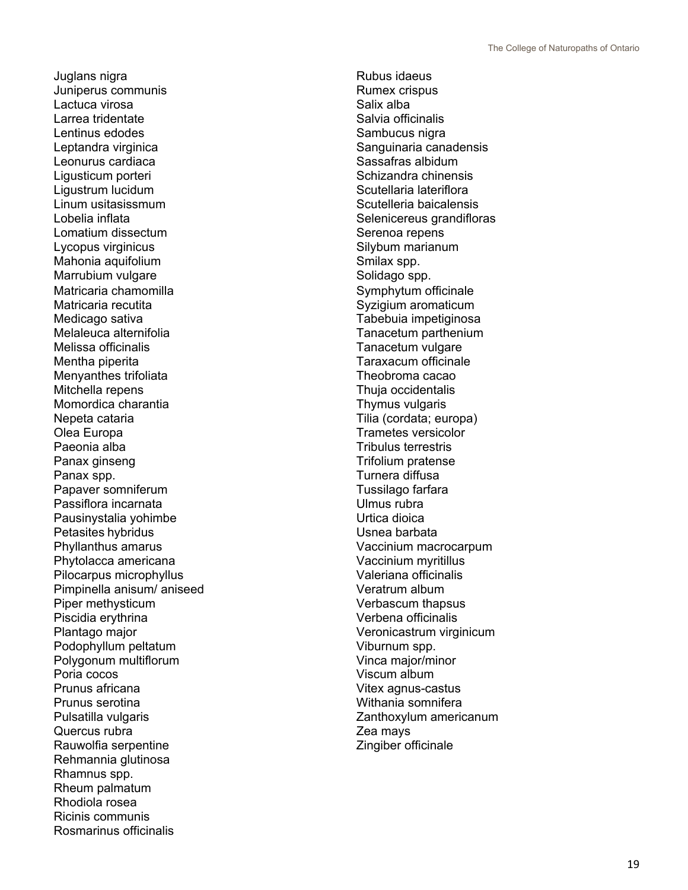Juglans nigra
Juniperus communis
Lactuca virosa
Larrea tridentate
Lentinus edodes
Leptandra virginica
Leonurus cardiaca
Ligusticum porteri
Ligustrum lucidum
Linum usitasissmum
Lobelia inflata
Lomatium dissectum
Lycopus virginicus
Mahonia aquifolium
Marrubium vulgare
Matricaria chamomilla
Matricaria recutita
Medicago sativa
Melaleuca alternifolia
Melissa officinalis
Mentha piperita
Menyanthes trifoliata
Mitchella repens
Momordica charantia
Nepeta cataria
Olea Europa
Paeonia alba
Panax ginseng
Panax spp.
Papaver somniferum
Passiflora incarnata
Pausinystalia yohimbe
Petasites hybridus
Phyllanthus amarus
Phytolacca americana
Pilocarpus microphyllus
Pimpinella anisum/ aniseed
Piper methysticum
Piscidia erythrina
Plantago major
Podophyllum peltatum
Polygonum multiflorum
Poria cocos
Prunus africana
Prunus serotina
Pulsatilla vulgaris
Quercus rubra
Rauwolfia serpentine
Rehmannia glutinosa
Rhamnus spp.
Rheum palmatum
Rhodiola rosea
Ricinis communis
Rosmarinus officinalis
Rubus idaeus
Rumex crispus
Salix alba
Salvia officinalis
Sambucus nigra
Sanguinaria canadensis
Sassafras albidum
Schizandra chinensis
Scutellaria lateriflora
Scutelleria baicalensis
Selenicereus grandifloras
Serenoa repens
Silybum marianum
Smilax spp.
Solidago spp.
Symphytum officinale
Syzigium aromaticum
Tabebuia impetiginosa
Tanacetum parthenium
Tanacetum vulgare
Taraxacum officinale
Theobroma cacao
Thuja occidentalis
Thymus vulgaris
Tilia (cordata; europa)
Trametes versicolor
Tribulus terrestris
Trifolium pratense
Turnera diffusa
Tussilago farfara
Ulmus rubra
Urtica dioica
Usnea barbata
Vaccinium macrocarpum
Vaccinium myritillus
Valeriana officinalis
Veratrum album
Verbascum thapsus
Verbena officinalis
Veronicastrum virginicum
Viburnum spp.
Vinca major/minor
Viscum album
Vitex agnus-castus
Withania somnifera
Zanthoxylum americanum
Zea mays
Zingiber officinale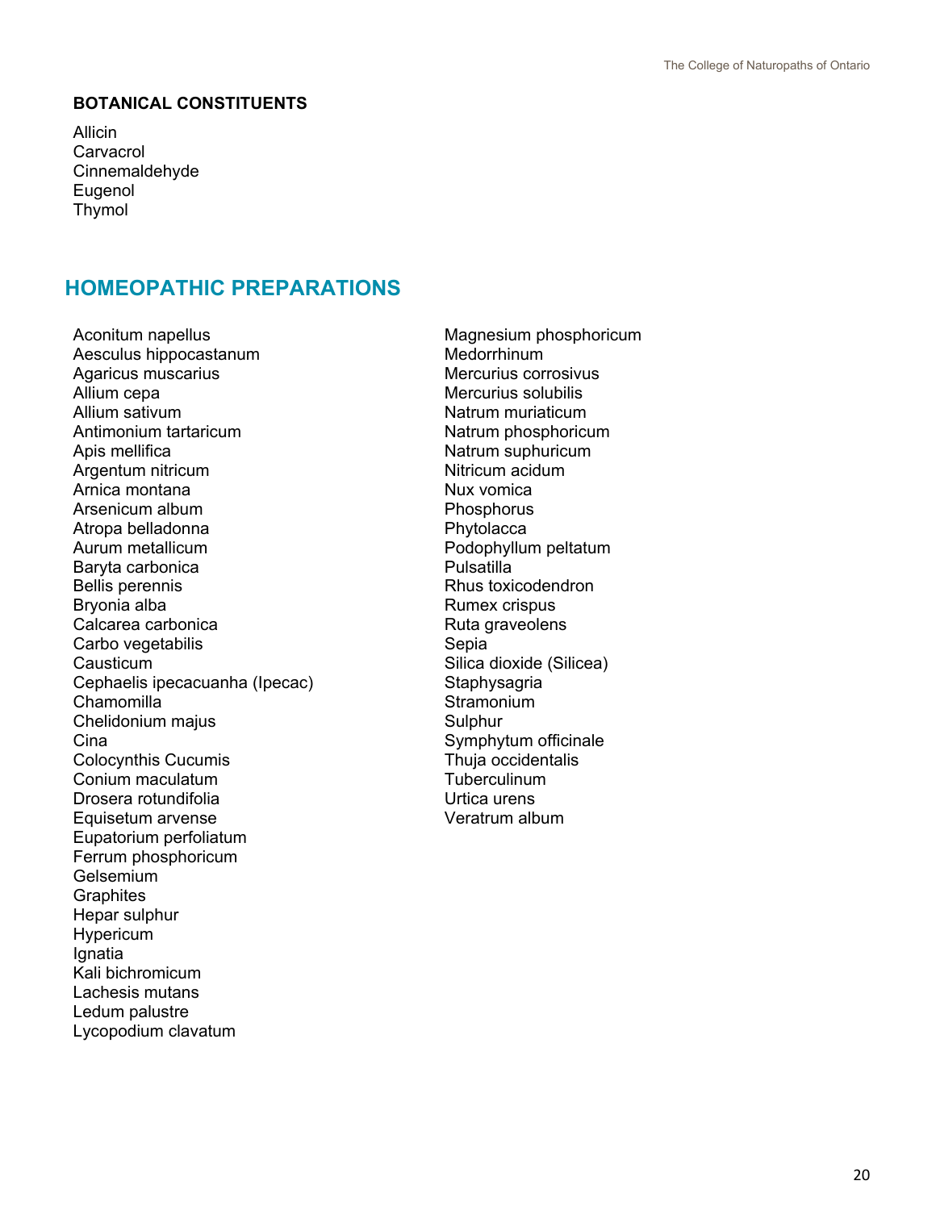**BOTANICAL CONSTITUENTS**

Allicin
Carvacrol
Cinnemaldehyde
Eugenol
Thymol

## HOMEOPATHIC PREPARATIONS

Aconitum napellus
Aesculus hippocastanum
Agaricus muscarius
Allium cepa
Allium sativum
Antimonium tartaricum
Apis mellifica
Argentum nitricum
Arnica montana
Arsenicum album
Atropa belladonna
Aurum metallicum
Baryta carbonica
Bellis perennis
Bryonia alba
Calcarea carbonica
Carbo vegetabilis
Causticum
Cephaelis ipecacuanha (Ipecac)
Chamomilla
Chelidonium majus
Cina
Colocynthis Cucumis
Conium maculatum
Drosera rotundifolia
Equisetum arvense
Eupatorium perfoliatum
Ferrum phosphoricum
Gelsemium
Graphites
Hepar sulphur
Hypericum
Ignatia
Kali bichromicum
Lachesis mutans
Ledum palustre
Lycopodium clavatum
Magnesium phosphoricum
Medorrhinum
Mercurius corrosivus
Mercurius solubilis
Natrum muriaticum
Natrum phosphoricum
Natrum suphuricum
Nitricum acidum
Nux vomica
Phosphorus
Phytolacca
Podophyllum peltatum
Pulsatilla
Rhus toxicodendron
Rumex crispus
Ruta graveolens
Sepia
Silica dioxide (Silicea)
Staphysagria
Stramonium
Sulphur
Symphytum officinale
Thuja occidentalis
Tuberculinum
Urtica urens
Veratrum album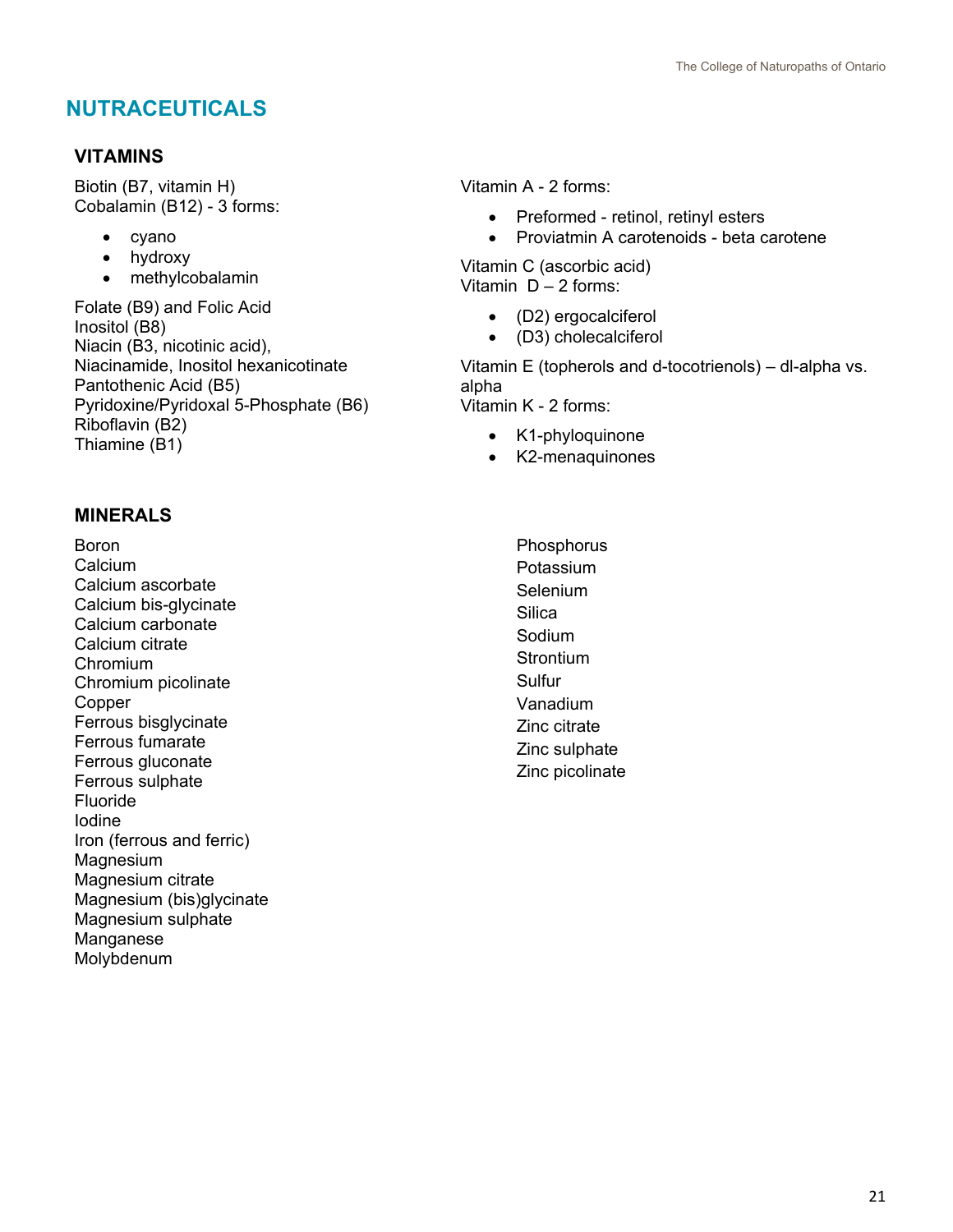# NUTRACEUTICALS

## VITAMINS

Biotin (B7, vitamin H)
Cobalamin (B12) - 3 forms:

- cyano
- hydroxy
- methylcobalamin

Folate (B9) and Folic Acid
Inositol (B8)
Niacin (B3, nicotinic acid),
Niacinamide, Inositol hexanicotinate
Pantothenic Acid (B5)
Pyridoxine/Pyridoxal 5-Phosphate (B6)
Riboflavin (B2)
Thiamine (B1)

Vitamin A - 2 forms:

- Preformed - retinol, retinyl esters
- Proviatmin A carotenoids - beta carotene

Vitamin C (ascorbic acid)
Vitamin D – 2 forms:

- (D2) ergocalciferol
- (D3) cholecalciferol

Vitamin E (topherols and d-tocotrienols) – dl-alpha vs. alpha
Vitamin K - 2 forms:

- K1-phyloquinone
- K2-menaquinones

## MINERALS

Boron
Calcium
Calcium ascorbate
Calcium bis-glycinate
Calcium carbonate
Calcium citrate
Chromium
Chromium picolinate
Copper
Ferrous bisglycinate
Ferrous fumarate
Ferrous gluconate
Ferrous sulphate
Fluoride
Iodine
Iron (ferrous and ferric)
Magnesium
Magnesium citrate
Magnesium (bis)glycinate
Magnesium sulphate
Manganese
Molybdenum
Phosphorus
Potassium
Selenium
Silica
Sodium
Strontium
Sulfur
Vanadium
Zinc citrate
Zinc sulphate
Zinc picolinate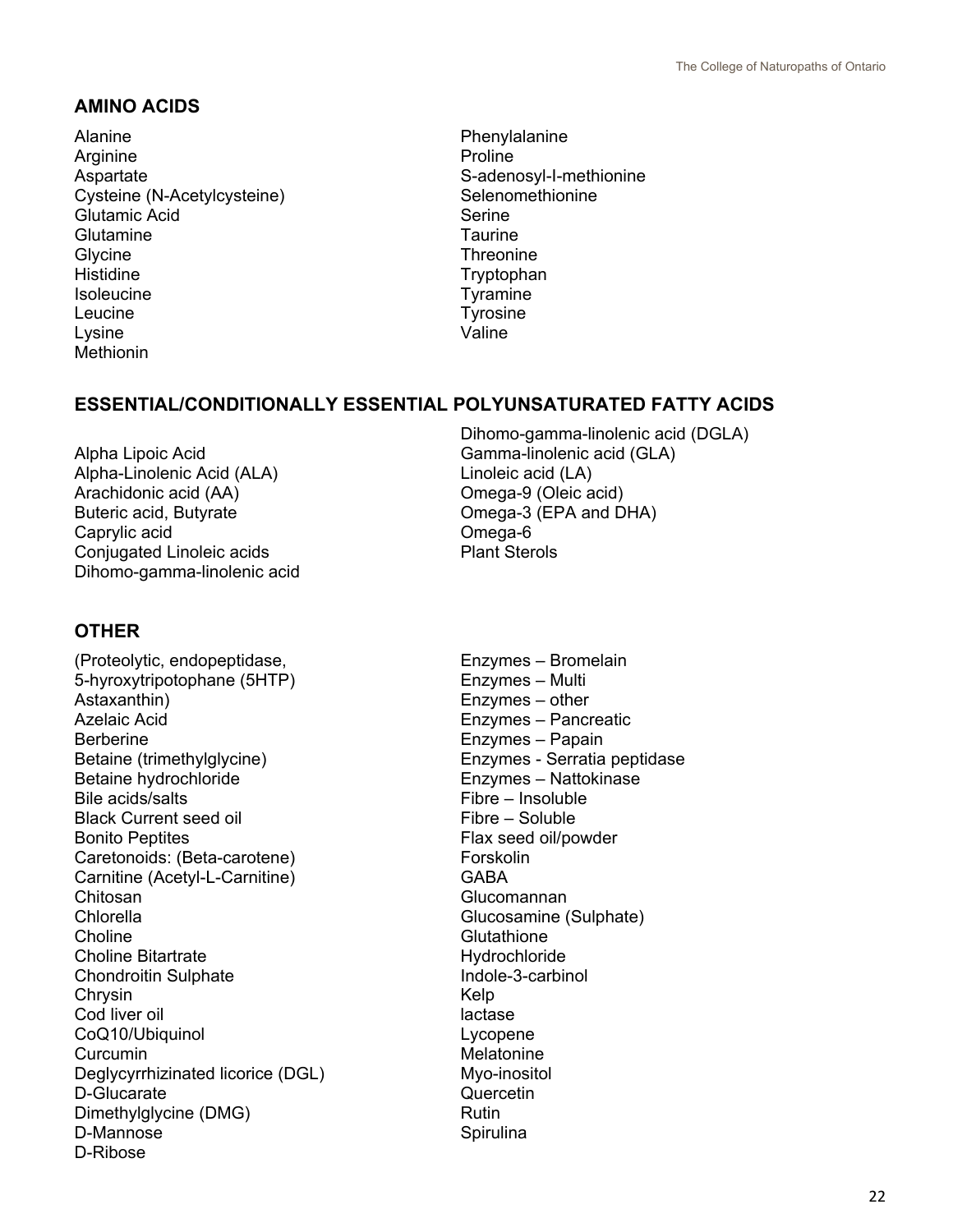## AMINO ACIDS

Alanine
Arginine
Aspartate
Cysteine (N-Acetylcysteine)
Glutamic Acid
Glutamine
Glycine
Histidine
Isoleucine
Leucine
Lysine
Methionin
Phenylalanine
Proline
S-adenosyl-l-methionine
Selenomethionine
Serine
Taurine
Threonine
Tryptophan
Tyramine
Tyrosine
Valine

## ESSENTIAL/CONDITIONALLY ESSENTIAL POLYUNSATURATED FATTY ACIDS

Alpha Lipoic Acid
Alpha-Linolenic Acid (ALA)
Arachidonic acid (AA)
Buteric acid, Butyrate
Caprylic acid
Conjugated Linoleic acids
Dihomo-gamma-linolenic acid
Dihomo-gamma-linolenic acid (DGLA)
Gamma-linolenic acid (GLA)
Linoleic acid (LA)
Omega-9 (Oleic acid)
Omega-3 (EPA and DHA)
Omega-6
Plant Sterols

## OTHER

(Proteolytic, endopeptidase,
5-hyroxytripotophane (5HTP)
Astaxanthin)
Azelaic Acid
Berberine
Betaine (trimethylglycine)
Betaine hydrochloride
Bile acids/salts
Black Current seed oil
Bonito Peptites
Caretonoids: (Beta-carotene)
Carnitine (Acetyl-L-Carnitine)
Chitosan
Chlorella
Choline
Choline Bitartrate
Chondroitin Sulphate
Chrysin
Cod liver oil
CoQ10/Ubiquinol
Curcumin
Deglycyrrhizinated licorice (DGL)
D-Glucarate
Dimethylglycine (DMG)
D-Mannose
D-Ribose
Enzymes – Bromelain
Enzymes – Multi
Enzymes – other
Enzymes – Pancreatic
Enzymes – Papain
Enzymes - Serratia peptidase
Enzymes – Nattokinase
Fibre – Insoluble
Fibre – Soluble
Flax seed oil/powder
Forskolin
GABA
Glucomannan
Glucosamine (Sulphate)
Glutathione
Hydrochloride
Indole-3-carbinol
Kelp
lactase
Lycopene
Melatonine
Myo-inositol
Quercetin
Rutin
Spirulina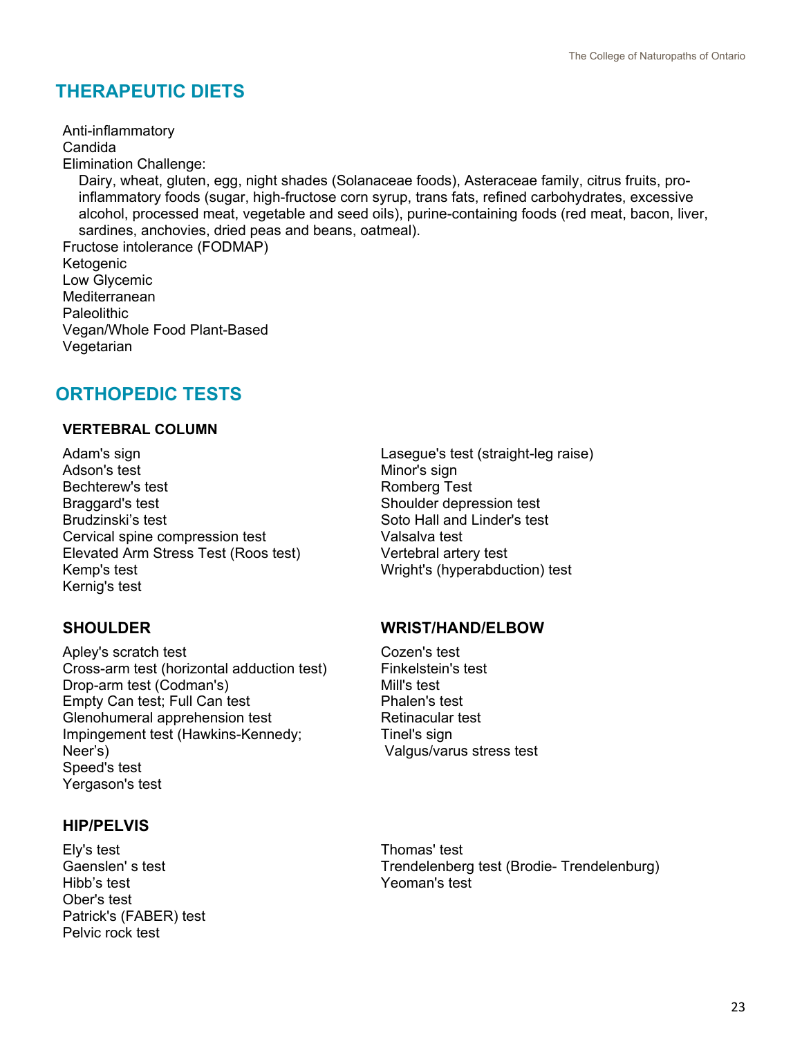## THERAPEUTIC DIETS

- Anti-inflammatory
- Candida
- Elimination Challenge:
  - Dairy, wheat, gluten, egg, night shades (Solanaceae foods), Asteraceae family, citrus fruits, pro-inflammatory foods (sugar, high-fructose corn syrup, trans fats, refined carbohydrates, excessive alcohol, processed meat, vegetable and seed oils), purine-containing foods (red meat, bacon, liver, sardines, anchovies, dried peas and beans, oatmeal).
- Fructose intolerance (FODMAP)
- Ketogenic
- Low Glycemic
- Mediterranean
- Paleolithic
- Vegan/Whole Food Plant-Based
- Vegetarian

## ORTHOPEDIC TESTS

### VERTEBRAL COLUMN

- Adam's sign
- Adson's test
- Bechterew's test
- Braggard's test
- Brudzinski's test
- Cervical spine compression test
- Elevated Arm Stress Test (Roos test)
- Kemp's test
- Kernig's test
- Lasegue's test (straight-leg raise)
- Minor's sign
- Romberg Test
- Shoulder depression test
- Soto Hall and Linder's test
- Valsalva test
- Vertebral artery test
- Wright's (hyperabduction) test

### SHOULDER

- Apley's scratch test
- Cross-arm test (horizontal adduction test)
- Drop-arm test (Codman's)
- Empty Can test; Full Can test
- Glenohumeral apprehension test
- Impingement test (Hawkins-Kennedy; Neer's)
- Speed's test
- Yergason's test

### WRIST/HAND/ELBOW

- Cozen's test
- Finkelstein's test
- Mill's test
- Phalen's test
- Retinacular test
- Tinel's sign
- Valgus/varus stress test

### HIP/PELVIS

- Ely's test
- Gaenslen' s test
- Hibb's test
- Ober's test
- Patrick's (FABER) test
- Pelvic rock test
- Thomas' test
- Trendelenberg test (Brodie- Trendelenburg)
- Yeoman's test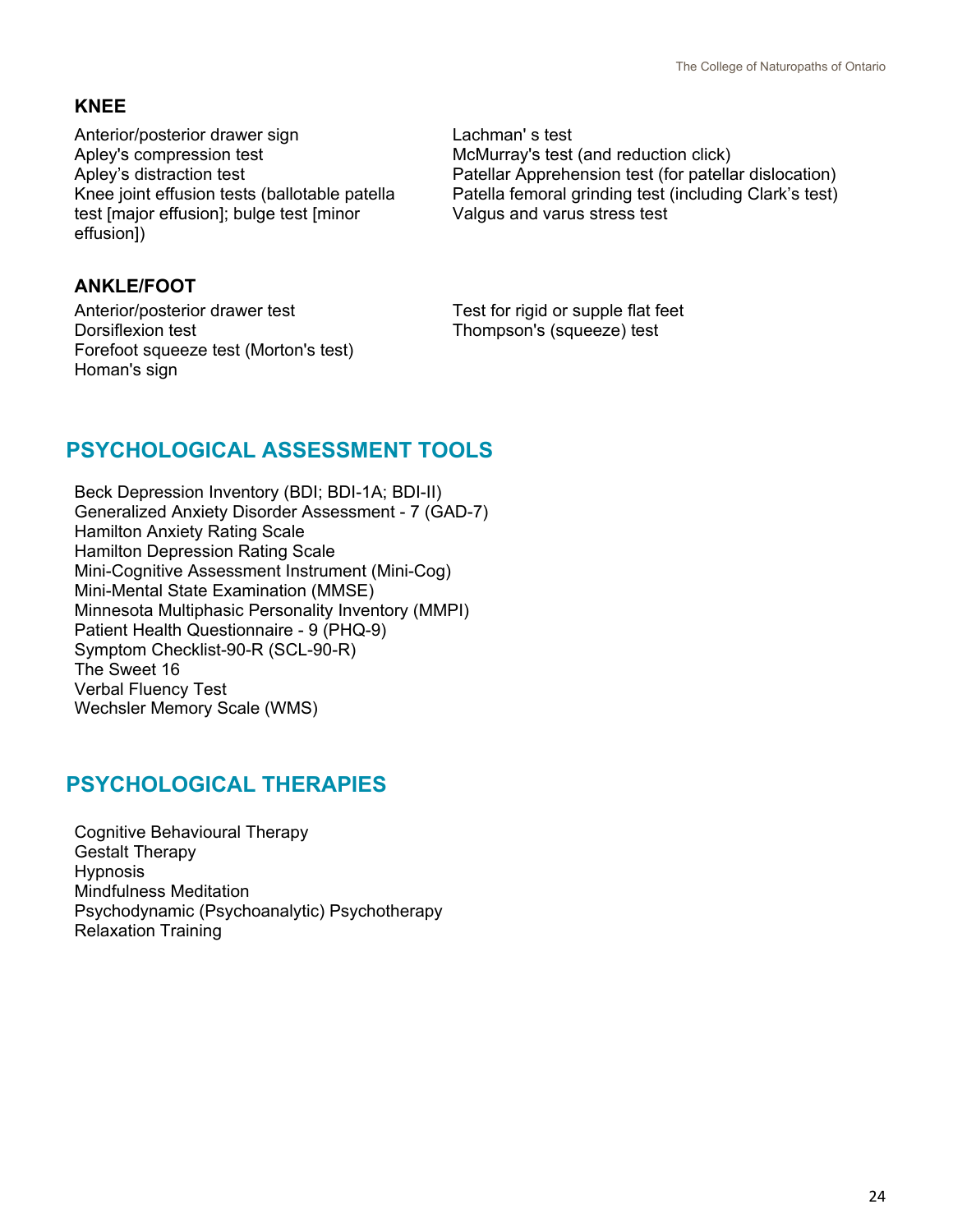### KNEE

Anterior/posterior drawer sign
Apley's compression test
Apley's distraction test
Knee joint effusion tests (ballotable patella test [major effusion]; bulge test [minor effusion])
Lachman' s test
McMurray's test (and reduction click)
Patellar Apprehension test (for patellar dislocation)
Patella femoral grinding test (including Clark's test)
Valgus and varus stress test

### ANKLE/FOOT

Anterior/posterior drawer test
Dorsiflexion test
Forefoot squeeze test (Morton's test)
Homan's sign
Test for rigid or supple flat feet
Thompson's (squeeze) test

## PSYCHOLOGICAL ASSESSMENT TOOLS

Beck Depression Inventory (BDI; BDI-1A; BDI-II)
Generalized Anxiety Disorder Assessment - 7 (GAD-7)
Hamilton Anxiety Rating Scale
Hamilton Depression Rating Scale
Mini-Cognitive Assessment Instrument (Mini-Cog)
Mini-Mental State Examination (MMSE)
Minnesota Multiphasic Personality Inventory (MMPI)
Patient Health Questionnaire - 9 (PHQ-9)
Symptom Checklist-90-R (SCL-90-R)
The Sweet 16
Verbal Fluency Test
Wechsler Memory Scale (WMS)

## PSYCHOLOGICAL THERAPIES

Cognitive Behavioural Therapy
Gestalt Therapy
Hypnosis
Mindfulness Meditation
Psychodynamic (Psychoanalytic) Psychotherapy
Relaxation Training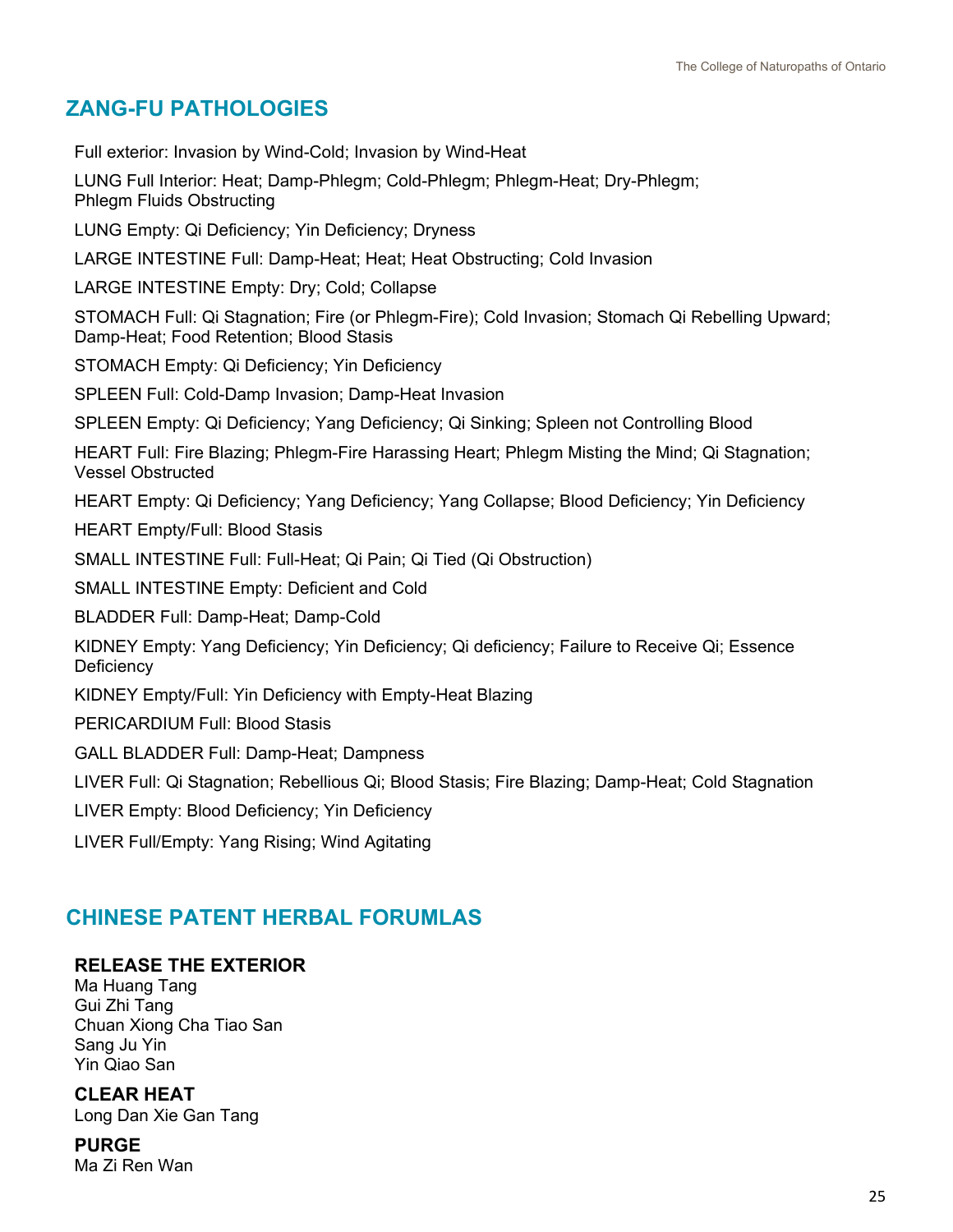## ZANG-FU PATHOLOGIES

Full exterior: Invasion by Wind-Cold; Invasion by Wind-Heat

LUNG Full Interior: Heat; Damp-Phlegm; Cold-Phlegm; Phlegm-Heat; Dry-Phlegm; Phlegm Fluids Obstructing

LUNG Empty: Qi Deficiency; Yin Deficiency; Dryness

LARGE INTESTINE Full: Damp-Heat; Heat; Heat Obstructing; Cold Invasion

LARGE INTESTINE Empty: Dry; Cold; Collapse

STOMACH Full: Qi Stagnation; Fire (or Phlegm-Fire); Cold Invasion; Stomach Qi Rebelling Upward; Damp-Heat; Food Retention; Blood Stasis

STOMACH Empty: Qi Deficiency; Yin Deficiency

SPLEEN Full: Cold-Damp Invasion; Damp-Heat Invasion

SPLEEN Empty: Qi Deficiency; Yang Deficiency; Qi Sinking; Spleen not Controlling Blood

HEART Full: Fire Blazing; Phlegm-Fire Harassing Heart; Phlegm Misting the Mind; Qi Stagnation; Vessel Obstructed

HEART Empty: Qi Deficiency; Yang Deficiency; Yang Collapse; Blood Deficiency; Yin Deficiency

HEART Empty/Full: Blood Stasis

SMALL INTESTINE Full: Full-Heat; Qi Pain; Qi Tied (Qi Obstruction)

SMALL INTESTINE Empty: Deficient and Cold

BLADDER Full: Damp-Heat; Damp-Cold

KIDNEY Empty: Yang Deficiency; Yin Deficiency; Qi deficiency; Failure to Receive Qi; Essence Deficiency

KIDNEY Empty/Full: Yin Deficiency with Empty-Heat Blazing

PERICARDIUM Full: Blood Stasis

GALL BLADDER Full: Damp-Heat; Dampness

LIVER Full: Qi Stagnation; Rebellious Qi; Blood Stasis; Fire Blazing; Damp-Heat; Cold Stagnation

LIVER Empty: Blood Deficiency; Yin Deficiency

LIVER Full/Empty: Yang Rising; Wind Agitating

## CHINESE PATENT HERBAL FORUMLAS

### RELEASE THE EXTERIOR

Ma Huang Tang
Gui Zhi Tang
Chuan Xiong Cha Tiao San
Sang Ju Yin
Yin Qiao San

### CLEAR HEAT

Long Dan Xie Gan Tang

### PURGE

Ma Zi Ren Wan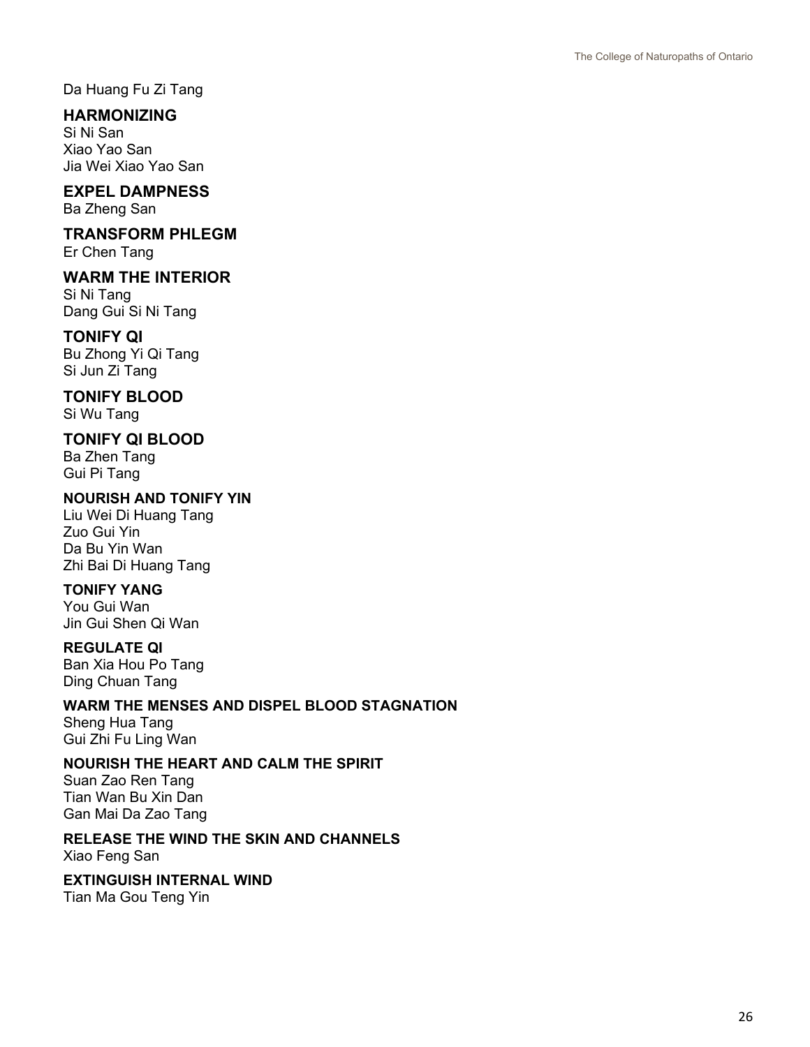Da Huang Fu Zi Tang

### HARMONIZING

Si Ni San
Xiao Yao San
Jia Wei Xiao Yao San

### EXPEL DAMPNESS

Ba Zheng San

### TRANSFORM PHLEGM

Er Chen Tang

### WARM THE INTERIOR

Si Ni Tang
Dang Gui Si Ni Tang

### TONIFY QI

Bu Zhong Yi Qi Tang
Si Jun Zi Tang

### TONIFY BLOOD

Si Wu Tang

### TONIFY QI BLOOD

Ba Zhen Tang
Gui Pi Tang

#### NOURISH AND TONIFY YIN

Liu Wei Di Huang Tang
Zuo Gui Yin
Da Bu Yin Wan
Zhi Bai Di Huang Tang

#### TONIFY YANG

You Gui Wan
Jin Gui Shen Qi Wan

#### REGULATE QI

Ban Xia Hou Po Tang
Ding Chuan Tang

#### WARM THE MENSES AND DISPEL BLOOD STAGNATION

Sheng Hua Tang
Gui Zhi Fu Ling Wan

#### NOURISH THE HEART AND CALM THE SPIRIT

Suan Zao Ren Tang
Tian Wan Bu Xin Dan
Gan Mai Da Zao Tang

#### RELEASE THE WIND THE SKIN AND CHANNELS

Xiao Feng San

#### EXTINGUISH INTERNAL WIND

Tian Ma Gou Teng Yin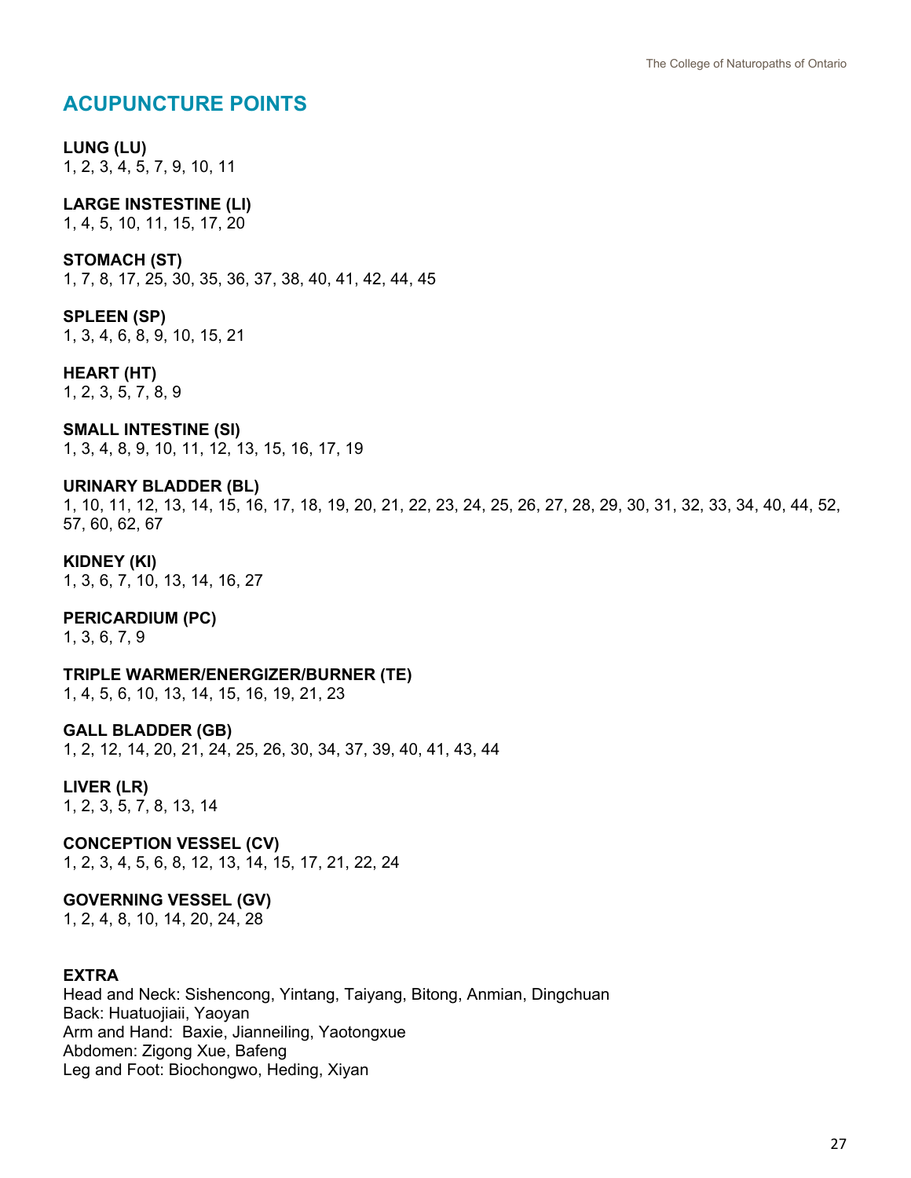## ACUPUNCTURE POINTS

**LUNG (LU)**
1, 2, 3, 4, 5, 7, 9, 10, 11

**LARGE INSTESTINE (LI)**
1, 4, 5, 10, 11, 15, 17, 20

**STOMACH (ST)**
1, 7, 8, 17, 25, 30, 35, 36, 37, 38, 40, 41, 42, 44, 45

**SPLEEN (SP)**
1, 3, 4, 6, 8, 9, 10, 15, 21

**HEART (HT)**
1, 2, 3, 5, 7, 8, 9

**SMALL INTESTINE (SI)**
1, 3, 4, 8, 9, 10, 11, 12, 13, 15, 16, 17, 19

**URINARY BLADDER (BL)**
1, 10, 11, 12, 13, 14, 15, 16, 17, 18, 19, 20, 21, 22, 23, 24, 25, 26, 27, 28, 29, 30, 31, 32, 33, 34, 40, 44, 52, 57, 60, 62, 67

**KIDNEY (KI)**
1, 3, 6, 7, 10, 13, 14, 16, 27

**PERICARDIUM (PC)**
1, 3, 6, 7, 9

**TRIPLE WARMER/ENERGIZER/BURNER (TE)**
1, 4, 5, 6, 10, 13, 14, 15, 16, 19, 21, 23

**GALL BLADDER (GB)**
1, 2, 12, 14, 20, 21, 24, 25, 26, 30, 34, 37, 39, 40, 41, 43, 44

**LIVER (LR)**
1, 2, 3, 5, 7, 8, 13, 14

**CONCEPTION VESSEL (CV)**
1, 2, 3, 4, 5, 6, 8, 12, 13, 14, 15, 17, 21, 22, 24

**GOVERNING VESSEL (GV)**
1, 2, 4, 8, 10, 14, 20, 24, 28

**EXTRA**
Head and Neck: Sishencong, Yintang, Taiyang, Bitong, Anmian, Dingchuan
Back: Huatuojiaii, Yaoyan
Arm and Hand: Baxie, Jianneiling, Yaotongxue
Abdomen: Zigong Xue, Bafeng
Leg and Foot: Biochongwo, Heding, Xiyan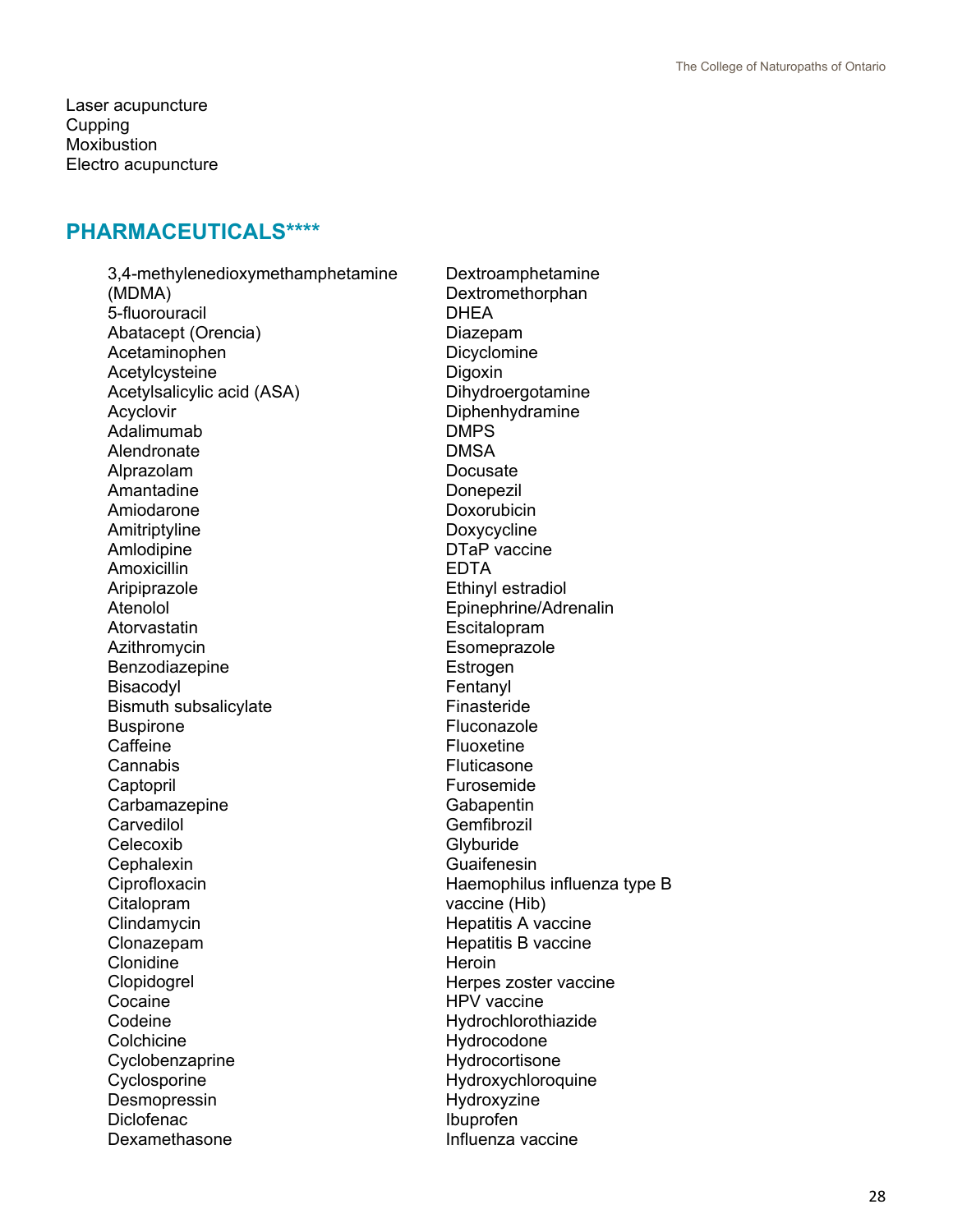Laser acupuncture
Cupping
Moxibustion
Electro acupuncture

## PHARMACEUTICALS****

- 3,4-methylenedioxymethamphetamine (MDMA)
- 5-fluorouracil
- Abatacept (Orencia)
- Acetaminophen
- Acetylcysteine
- Acetylsalicylic acid (ASA)
- Acyclovir
- Adalimumab
- Alendronate
- Alprazolam
- Amantadine
- Amiodarone
- Amitriptyline
- Amlodipine
- Amoxicillin
- Aripiprazole
- Atenolol
- Atorvastatin
- Azithromycin
- Benzodiazepine
- Bisacodyl
- Bismuth subsalicylate
- Buspirone
- Caffeine
- Cannabis
- Captopril
- Carbamazepine
- Carvedilol
- Celecoxib
- Cephalexin
- Ciprofloxacin
- Citalopram
- Clindamycin
- Clonazepam
- Clonidine
- Clopidogrel
- Cocaine
- Codeine
- Colchicine
- Cyclobenzaprine
- Cyclosporine
- Desmopressin
- Diclofenac
- Dexamethasone
- Dextroamphetamine
- Dextromethorphan
- DHEA
- Diazepam
- Dicyclomine
- Digoxin
- Dihydroergotamine
- Diphenhydramine
- DMPS
- DMSA
- Docusate
- Donepezil
- Doxorubicin
- Doxycycline
- DTaP vaccine
- EDTA
- Ethinyl estradiol
- Epinephrine/Adrenalin
- Escitalopram
- Esomeprazole
- Estrogen
- Fentanyl
- Finasteride
- Fluconazole
- Fluoxetine
- Fluticasone
- Furosemide
- Gabapentin
- Gemfibrozil
- Glyburide
- Guaifenesin
- Haemophilus influenza type B vaccine (Hib)
- Hepatitis A vaccine
- Hepatitis B vaccine
- Heroin
- Herpes zoster vaccine
- HPV vaccine
- Hydrochlorothiazide
- Hydrocodone
- Hydrocortisone
- Hydroxychloroquine
- Hydroxyzine
- Ibuprofen
- Influenza vaccine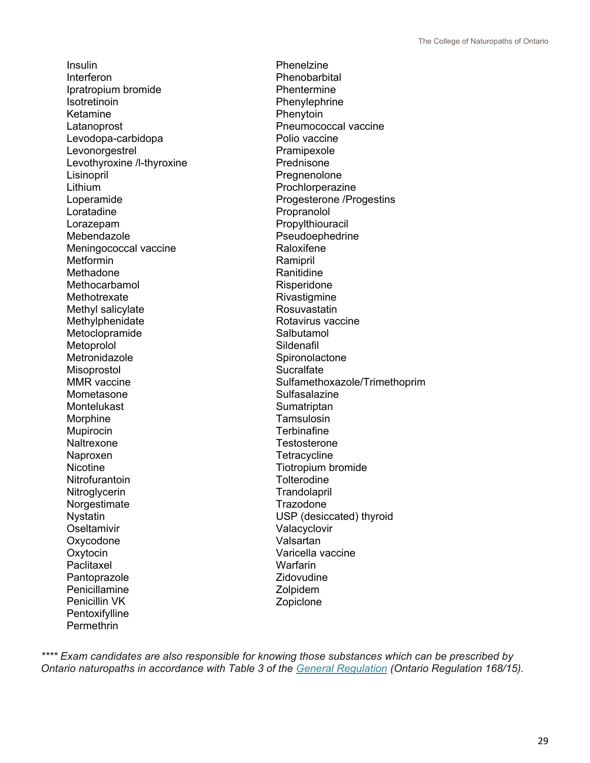Insulin
Interferon
Ipratropium bromide
Isotretinoin
Ketamine
Latanoprost
Levodopa-carbidopa
Levonorgestrel
Levothyroxine /l-thyroxine
Lisinopril
Lithium
Loperamide
Loratadine
Lorazepam
Mebendazole
Meningococcal vaccine
Metformin
Methadone
Methocarbamol
Methotrexate
Methyl salicylate
Methylphenidate
Metoclopramide
Metoprolol
Metronidazole
Misoprostol
MMR vaccine
Mometasone
Montelukast
Morphine
Mupirocin
Naltrexone
Naproxen
Nicotine
Nitrofurantoin
Nitroglycerin
Norgestimate
Nystatin
Oseltamivir
Oxycodone
Oxytocin
Paclitaxel
Pantoprazole
Penicillamine
Penicillin VK
Pentoxifylline
Permethrin
Phenelzine
Phenobarbital
Phentermine
Phenylephrine
Phenytoin
Pneumococcal vaccine
Polio vaccine
Pramipexole
Prednisone
Pregnenolone
Prochlorperazine
Progesterone /Progestins
Propranolol
Propylthiouracil
Pseudoephedrine
Raloxifene
Ramipril
Ranitidine
Risperidone
Rivastigmine
Rosuvastatin
Rotavirus vaccine
Salbutamol
Sildenafil
Spironolactone
Sucralfate
Sulfamethoxazole/Trimethoprim
Sulfasalazine
Sumatriptan
Tamsulosin
Terbinafine
Testosterone
Tetracycline
Tiotropium bromide
Tolterodine
Trandolapril
Trazodone
USP (desiccated) thyroid
Valacyclovir
Valsartan
Varicella vaccine
Warfarin
Zidovudine
Zolpidem
Zopiclone

*\*\*\*\* Exam candidates are also responsible for knowing those substances which can be prescribed by Ontario naturopaths in accordance with Table 3 of the General Regulation (Ontario Regulation 168/15).*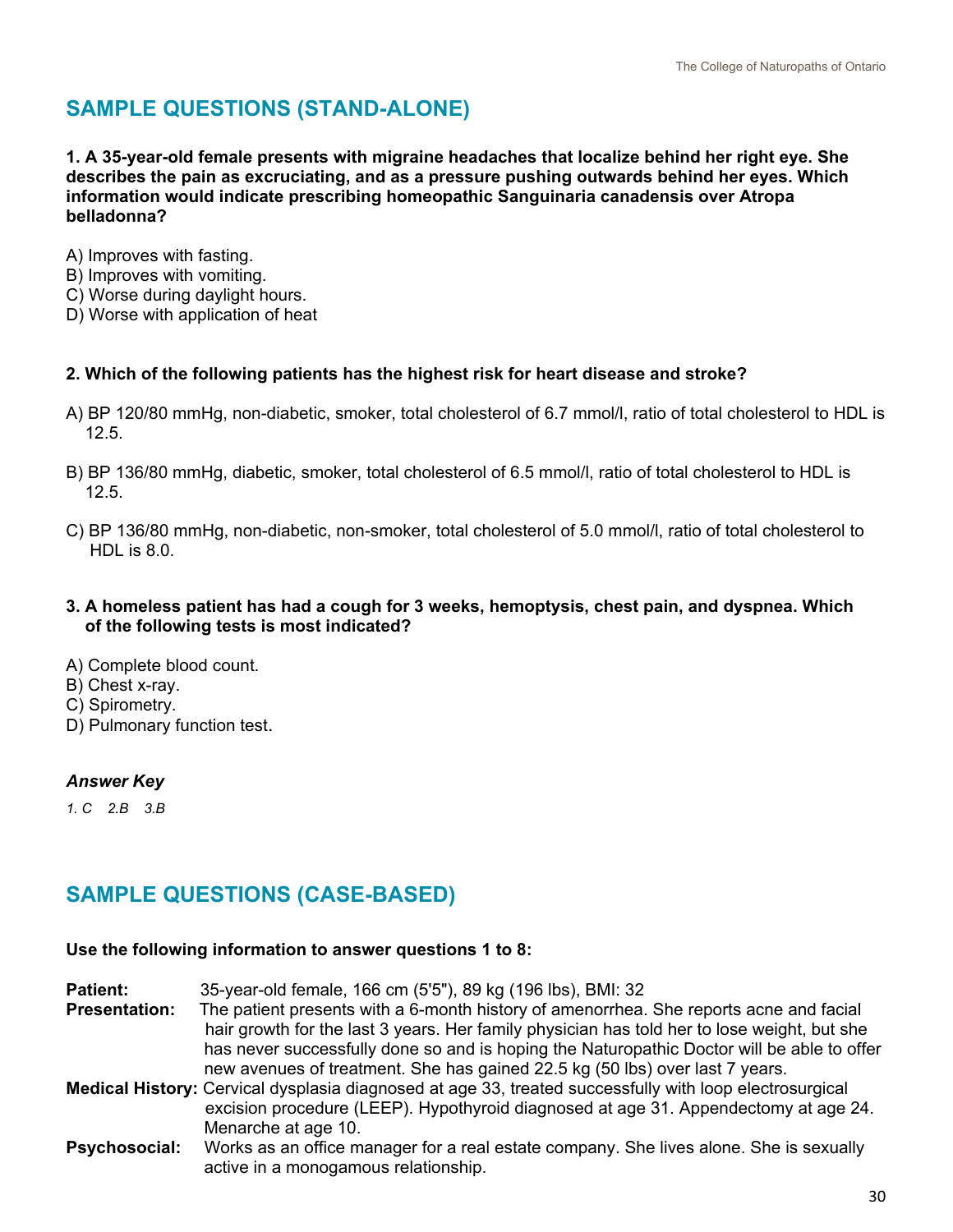## SAMPLE QUESTIONS (STAND-ALONE)

**1. A 35-year-old female presents with migraine headaches that localize behind her right eye. She describes the pain as excruciating, and as a pressure pushing outwards behind her eyes. Which information would indicate prescribing homeopathic Sanguinaria canadensis over Atropa belladonna?**

A) Improves with fasting.
B) Improves with vomiting.
C) Worse during daylight hours.
D) Worse with application of heat

**2. Which of the following patients has the highest risk for heart disease and stroke?**

A) BP 120/80 mmHg, non-diabetic, smoker, total cholesterol of 6.7 mmol/l, ratio of total cholesterol to HDL is 12.5.

B) BP 136/80 mmHg, diabetic, smoker, total cholesterol of 6.5 mmol/l, ratio of total cholesterol to HDL is 12.5.

C) BP 136/80 mmHg, non-diabetic, non-smoker, total cholesterol of 5.0 mmol/l, ratio of total cholesterol to HDL is 8.0.

**3. A homeless patient has had a cough for 3 weeks, hemoptysis, chest pain, and dyspnea. Which of the following tests is most indicated?**

A) Complete blood count.
B) Chest x-ray.
C) Spirometry.
D) Pulmonary function test.

***Answer Key***

*1. C 2.B 3.B*

## SAMPLE QUESTIONS (CASE-BASED)

**Use the following information to answer questions 1 to 8:**

**Patient:** 35-year-old female, 166 cm (5'5"), 89 kg (196 lbs), BMI: 32

**Presentation:** The patient presents with a 6-month history of amenorrhea. She reports acne and facial hair growth for the last 3 years. Her family physician has told her to lose weight, but she has never successfully done so and is hoping the Naturopathic Doctor will be able to offer new avenues of treatment. She has gained 22.5 kg (50 lbs) over last 7 years.

**Medical History:** Cervical dysplasia diagnosed at age 33, treated successfully with loop electrosurgical excision procedure (LEEP). Hypothyroid diagnosed at age 31. Appendectomy at age 24. Menarche at age 10.

**Psychosocial:** Works as an office manager for a real estate company. She lives alone. She is sexually active in a monogamous relationship.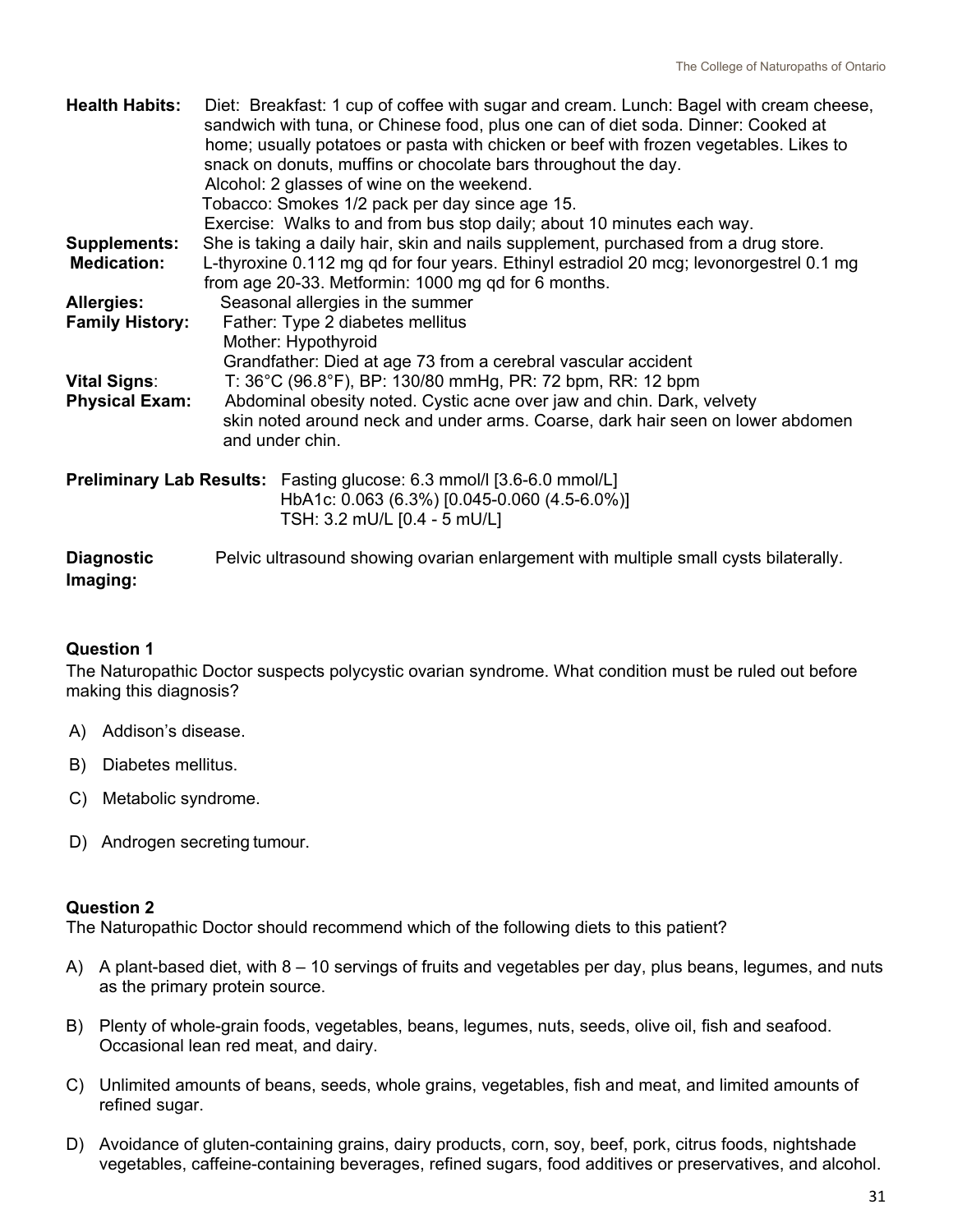**Health Habits:** Diet: Breakfast: 1 cup of coffee with sugar and cream. Lunch: Bagel with cream cheese, sandwich with tuna, or Chinese food, plus one can of diet soda. Dinner: Cooked at home; usually potatoes or pasta with chicken or beef with frozen vegetables. Likes to snack on donuts, muffins or chocolate bars throughout the day.
Alcohol: 2 glasses of wine on the weekend.
Tobacco: Smokes 1/2 pack per day since age 15.
Exercise: Walks to and from bus stop daily; about 10 minutes each way.

**Supplements:** She is taking a daily hair, skin and nails supplement, purchased from a drug store.

**Medication:** L-thyroxine 0.112 mg qd for four years. Ethinyl estradiol 20 mcg; levonorgestrel 0.1 mg from age 20-33. Metformin: 1000 mg qd for 6 months.

**Allergies:** Seasonal allergies in the summer

**Family History:** Father: Type 2 diabetes mellitus
Mother: Hypothyroid
Grandfather: Died at age 73 from a cerebral vascular accident

**Vital Signs**: T: 36°C (96.8°F), BP: 130/80 mmHg, PR: 72 bpm, RR: 12 bpm

**Physical Exam:** Abdominal obesity noted. Cystic acne over jaw and chin. Dark, velvety skin noted around neck and under arms. Coarse, dark hair seen on lower abdomen and under chin.

**Preliminary Lab Results:** Fasting glucose: 6.3 mmol/l [3.6-6.0 mmol/L]
HbA1c: 0.063 (6.3%) [0.045-0.060 (4.5-6.0%)]
TSH: 3.2 mU/L [0.4 - 5 mU/L]

**Diagnostic Imaging:** Pelvic ultrasound showing ovarian enlargement with multiple small cysts bilaterally.

### Question 1

The Naturopathic Doctor suspects polycystic ovarian syndrome. What condition must be ruled out before making this diagnosis?

A) Addison's disease.

B) Diabetes mellitus.

C) Metabolic syndrome.

D) Androgen secreting tumour.

### Question 2

The Naturopathic Doctor should recommend which of the following diets to this patient?

A) A plant-based diet, with 8 – 10 servings of fruits and vegetables per day, plus beans, legumes, and nuts as the primary protein source.

B) Plenty of whole-grain foods, vegetables, beans, legumes, nuts, seeds, olive oil, fish and seafood. Occasional lean red meat, and dairy.

C) Unlimited amounts of beans, seeds, whole grains, vegetables, fish and meat, and limited amounts of refined sugar.

D) Avoidance of gluten-containing grains, dairy products, corn, soy, beef, pork, citrus foods, nightshade vegetables, caffeine-containing beverages, refined sugars, food additives or preservatives, and alcohol.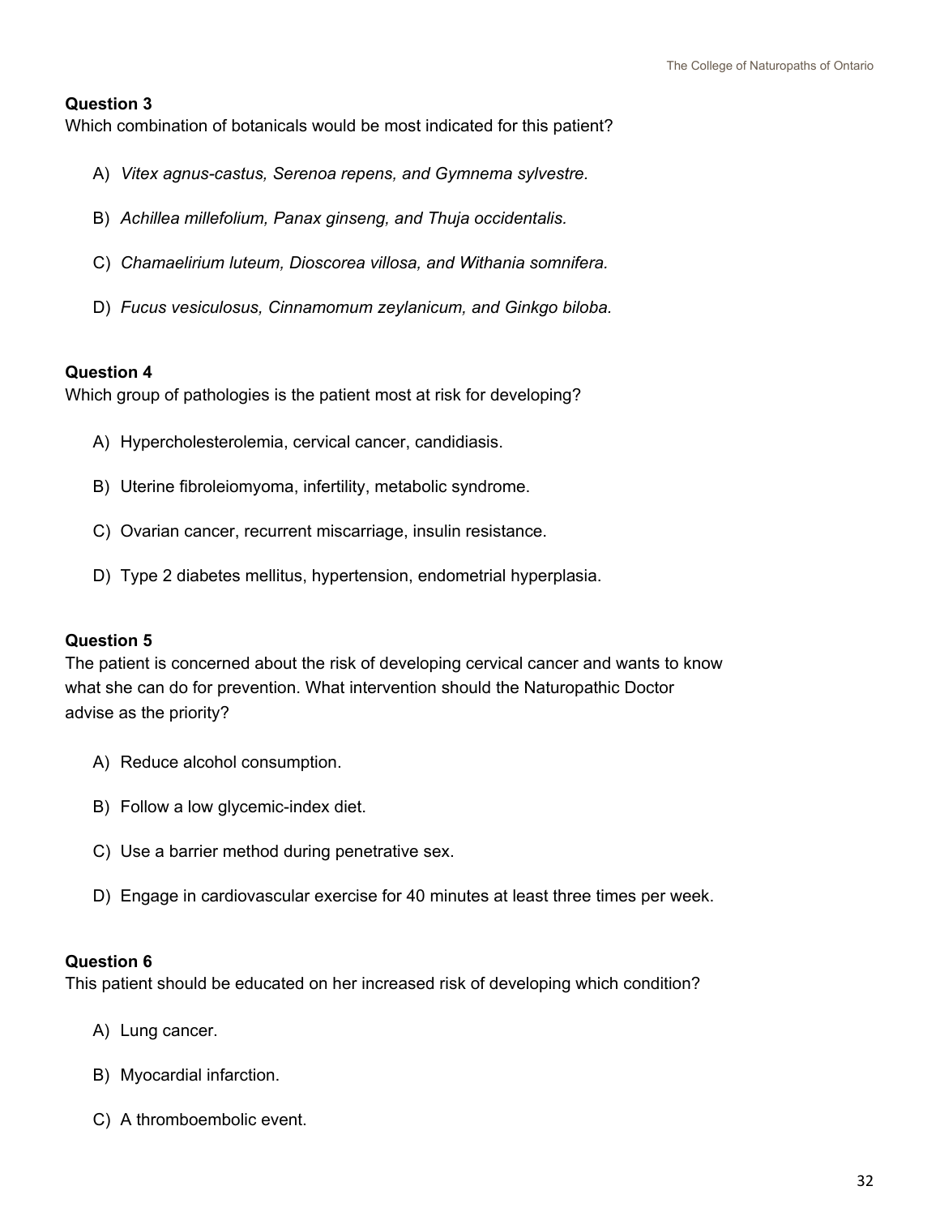**Question 3**
Which combination of botanicals would be most indicated for this patient?

A) *Vitex agnus-castus, Serenoa repens, and Gymnema sylvestre.*

B) *Achillea millefolium, Panax ginseng, and Thuja occidentalis.*

C) *Chamaelirium luteum, Dioscorea villosa, and Withania somnifera.*

D) *Fucus vesiculosus, Cinnamomum zeylanicum, and Ginkgo biloba.*

**Question 4**
Which group of pathologies is the patient most at risk for developing?

A) Hypercholesterolemia, cervical cancer, candidiasis.

B) Uterine fibroleiomyoma, infertility, metabolic syndrome.

C) Ovarian cancer, recurrent miscarriage, insulin resistance.

D) Type 2 diabetes mellitus, hypertension, endometrial hyperplasia.

**Question 5**
The patient is concerned about the risk of developing cervical cancer and wants to know what she can do for prevention. What intervention should the Naturopathic Doctor advise as the priority?

A) Reduce alcohol consumption.

B) Follow a low glycemic-index diet.

C) Use a barrier method during penetrative sex.

D) Engage in cardiovascular exercise for 40 minutes at least three times per week.

**Question 6**
This patient should be educated on her increased risk of developing which condition?

A) Lung cancer.

B) Myocardial infarction.

C) A thromboembolic event.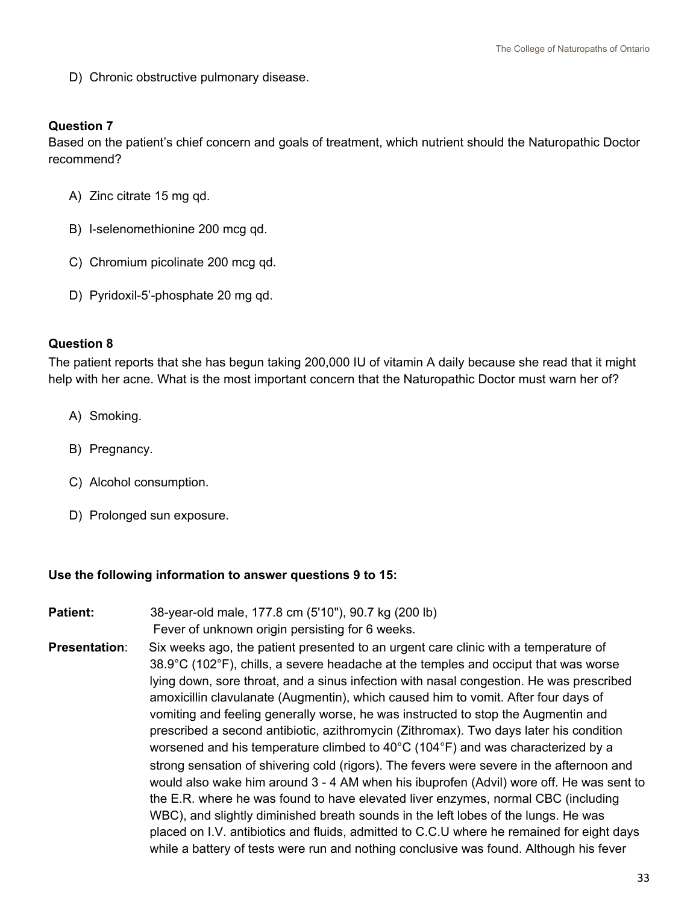D) Chronic obstructive pulmonary disease.

**Question 7**

Based on the patient's chief concern and goals of treatment, which nutrient should the Naturopathic Doctor recommend?

A) Zinc citrate 15 mg qd.

B) l-selenomethionine 200 mcg qd.

C) Chromium picolinate 200 mcg qd.

D) Pyridoxil-5'-phosphate 20 mg qd.

**Question 8**

The patient reports that she has begun taking 200,000 IU of vitamin A daily because she read that it might help with her acne. What is the most important concern that the Naturopathic Doctor must warn her of?

A) Smoking.

B) Pregnancy.

C) Alcohol consumption.

D) Prolonged sun exposure.

**Use the following information to answer questions 9 to 15:**

**Patient:** 38-year-old male, 177.8 cm (5'10"), 90.7 kg (200 lb)
Fever of unknown origin persisting for 6 weeks.

**Presentation**: Six weeks ago, the patient presented to an urgent care clinic with a temperature of 38.9°C (102°F), chills, a severe headache at the temples and occiput that was worse lying down, sore throat, and a sinus infection with nasal congestion. He was prescribed amoxicillin clavulanate (Augmentin), which caused him to vomit. After four days of vomiting and feeling generally worse, he was instructed to stop the Augmentin and prescribed a second antibiotic, azithromycin (Zithromax). Two days later his condition worsened and his temperature climbed to 40°C (104°F) and was characterized by a strong sensation of shivering cold (rigors). The fevers were severe in the afternoon and would also wake him around 3 - 4 AM when his ibuprofen (Advil) wore off. He was sent to the E.R. where he was found to have elevated liver enzymes, normal CBC (including WBC), and slightly diminished breath sounds in the left lobes of the lungs. He was placed on I.V. antibiotics and fluids, admitted to C.C.U where he remained for eight days while a battery of tests were run and nothing conclusive was found. Although his fever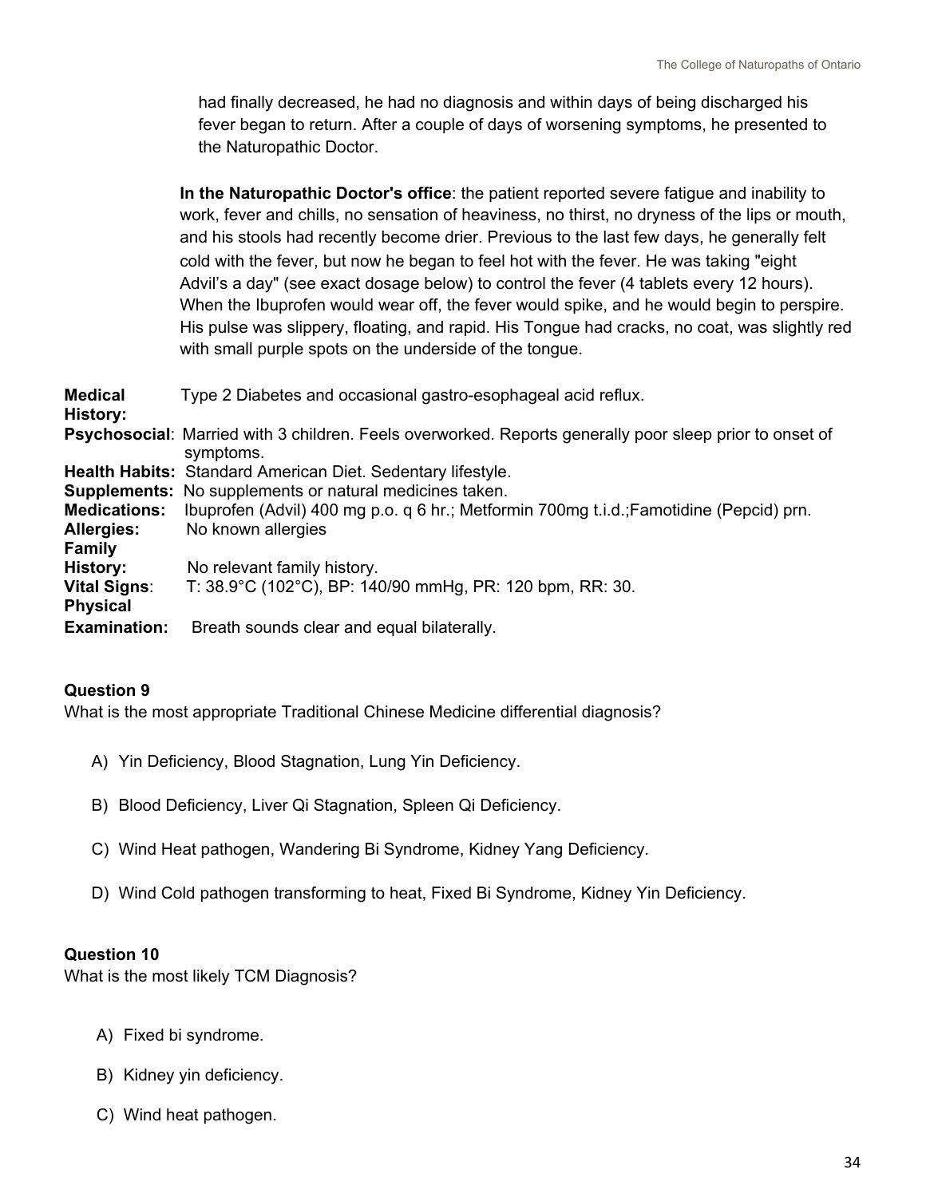had finally decreased, he had no diagnosis and within days of being discharged his fever began to return. After a couple of days of worsening symptoms, he presented to the Naturopathic Doctor.

**In the Naturopathic Doctor's office**: the patient reported severe fatigue and inability to work, fever and chills, no sensation of heaviness, no thirst, no dryness of the lips or mouth, and his stools had recently become drier. Previous to the last few days, he generally felt cold with the fever, but now he began to feel hot with the fever. He was taking "eight Advil's a day" (see exact dosage below) to control the fever (4 tablets every 12 hours). When the Ibuprofen would wear off, the fever would spike, and he would begin to perspire. His pulse was slippery, floating, and rapid. His Tongue had cracks, no coat, was slightly red with small purple spots on the underside of the tongue.

**Medical History:** Type 2 Diabetes and occasional gastro-esophageal acid reflux.

**Psychosocial**: Married with 3 children. Feels overworked. Reports generally poor sleep prior to onset of symptoms.

**Health Habits:** Standard American Diet. Sedentary lifestyle.

**Supplements:** No supplements or natural medicines taken.

**Medications:** Ibuprofen (Advil) 400 mg p.o. q 6 hr.; Metformin 700mg t.i.d.;Famotidine (Pepcid) prn.

**Allergies:** No known allergies

**Family History:** No relevant family history.

**Vital Signs**: T: 38.9°C (102°C), BP: 140/90 mmHg, PR: 120 bpm, RR: 30.

**Physical Examination:** Breath sounds clear and equal bilaterally.

### Question 9

What is the most appropriate Traditional Chinese Medicine differential diagnosis?

A) Yin Deficiency, Blood Stagnation, Lung Yin Deficiency.

B) Blood Deficiency, Liver Qi Stagnation, Spleen Qi Deficiency.

C) Wind Heat pathogen, Wandering Bi Syndrome, Kidney Yang Deficiency.

D) Wind Cold pathogen transforming to heat, Fixed Bi Syndrome, Kidney Yin Deficiency.

### Question 10

What is the most likely TCM Diagnosis?

A) Fixed bi syndrome.

B) Kidney yin deficiency.

C) Wind heat pathogen.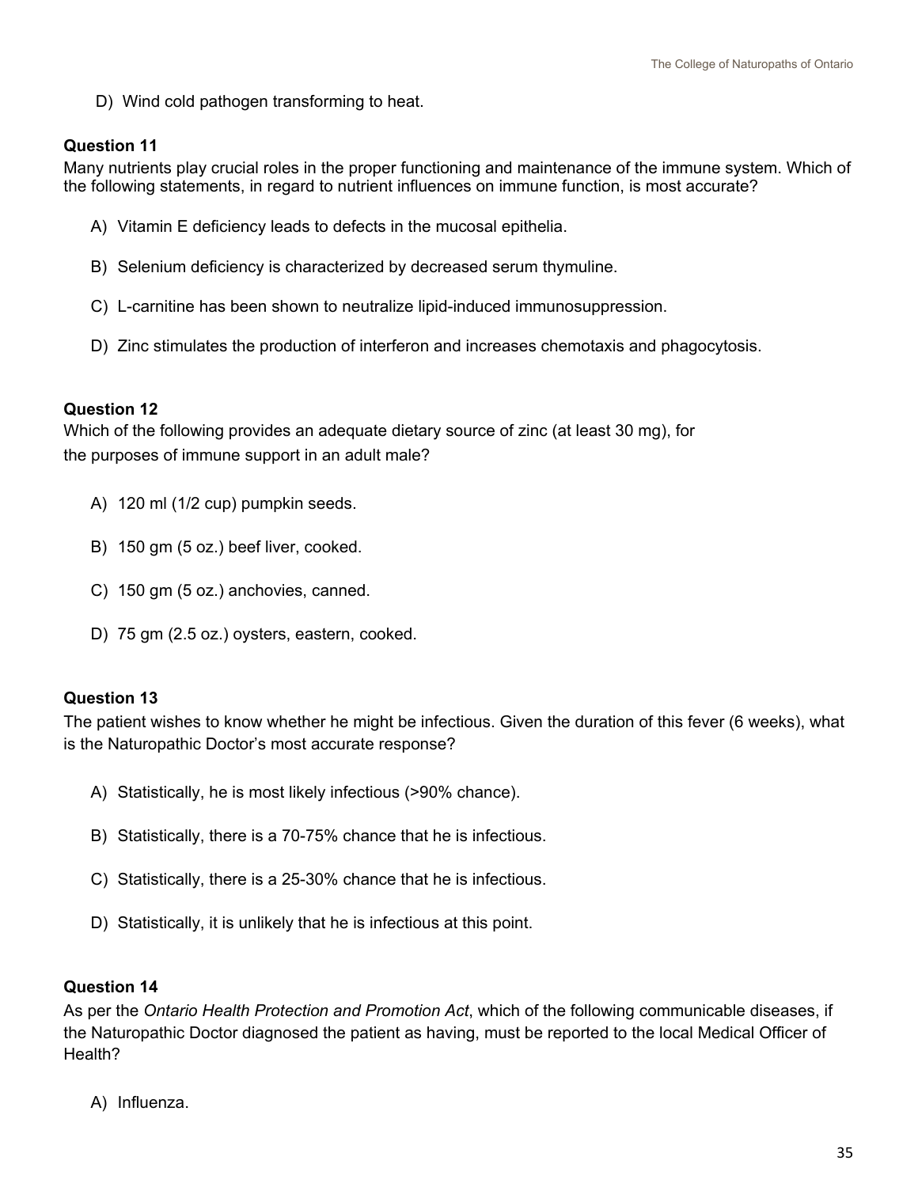D) Wind cold pathogen transforming to heat.

**Question 11**

Many nutrients play crucial roles in the proper functioning and maintenance of the immune system. Which of the following statements, in regard to nutrient influences on immune function, is most accurate?

A) Vitamin E deficiency leads to defects in the mucosal epithelia.

B) Selenium deficiency is characterized by decreased serum thymuline.

C) L-carnitine has been shown to neutralize lipid-induced immunosuppression.

D) Zinc stimulates the production of interferon and increases chemotaxis and phagocytosis.

**Question 12**

Which of the following provides an adequate dietary source of zinc (at least 30 mg), for the purposes of immune support in an adult male?

A) 120 ml (1/2 cup) pumpkin seeds.

B) 150 gm (5 oz.) beef liver, cooked.

C) 150 gm (5 oz.) anchovies, canned.

D) 75 gm (2.5 oz.) oysters, eastern, cooked.

**Question 13**

The patient wishes to know whether he might be infectious. Given the duration of this fever (6 weeks), what is the Naturopathic Doctor's most accurate response?

A) Statistically, he is most likely infectious (>90% chance).

B) Statistically, there is a 70-75% chance that he is infectious.

C) Statistically, there is a 25-30% chance that he is infectious.

D) Statistically, it is unlikely that he is infectious at this point.

**Question 14**

As per the *Ontario Health Protection and Promotion Act*, which of the following communicable diseases, if the Naturopathic Doctor diagnosed the patient as having, must be reported to the local Medical Officer of Health?

A) Influenza.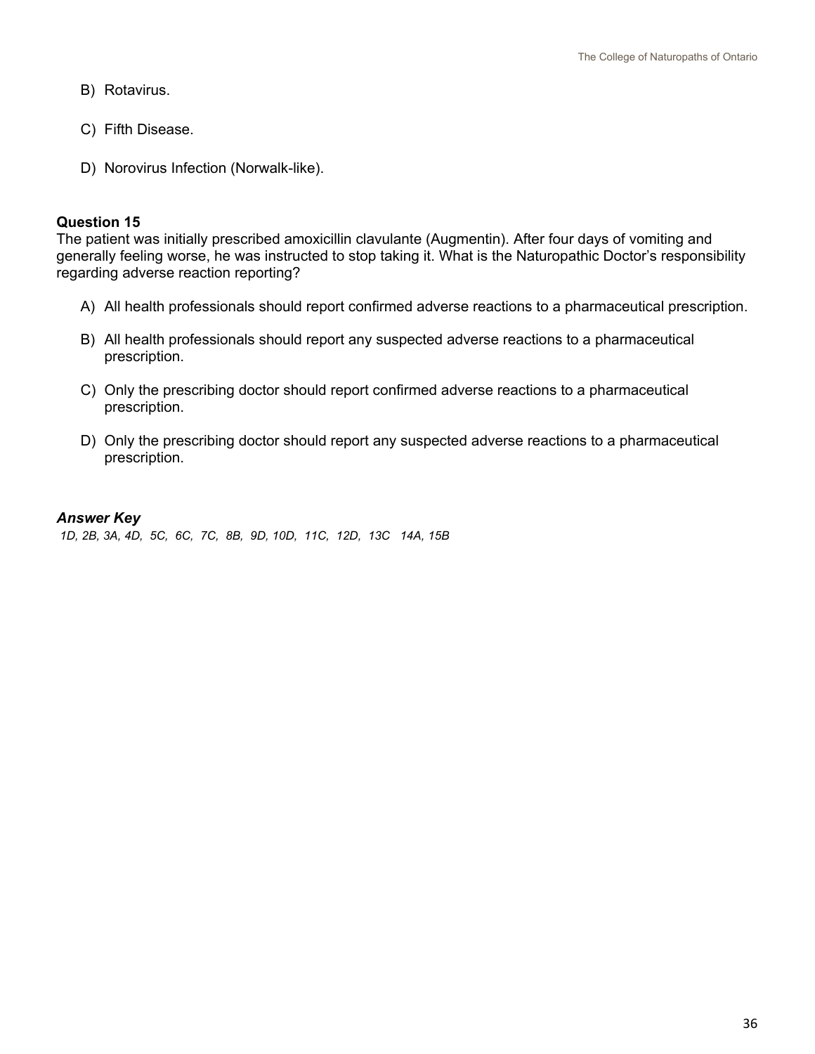B) Rotavirus.

C) Fifth Disease.

D) Norovirus Infection (Norwalk-like).

**Question 15**
The patient was initially prescribed amoxicillin clavulante (Augmentin). After four days of vomiting and generally feeling worse, he was instructed to stop taking it. What is the Naturopathic Doctor's responsibility regarding adverse reaction reporting?

A) All health professionals should report confirmed adverse reactions to a pharmaceutical prescription.

B) All health professionals should report any suspected adverse reactions to a pharmaceutical prescription.

C) Only the prescribing doctor should report confirmed adverse reactions to a pharmaceutical prescription.

D) Only the prescribing doctor should report any suspected adverse reactions to a pharmaceutical prescription.

***Answer Key***

*1D, 2B, 3A, 4D, 5C, 6C, 7C, 8B, 9D, 10D, 11C, 12D, 13C 14A, 15B*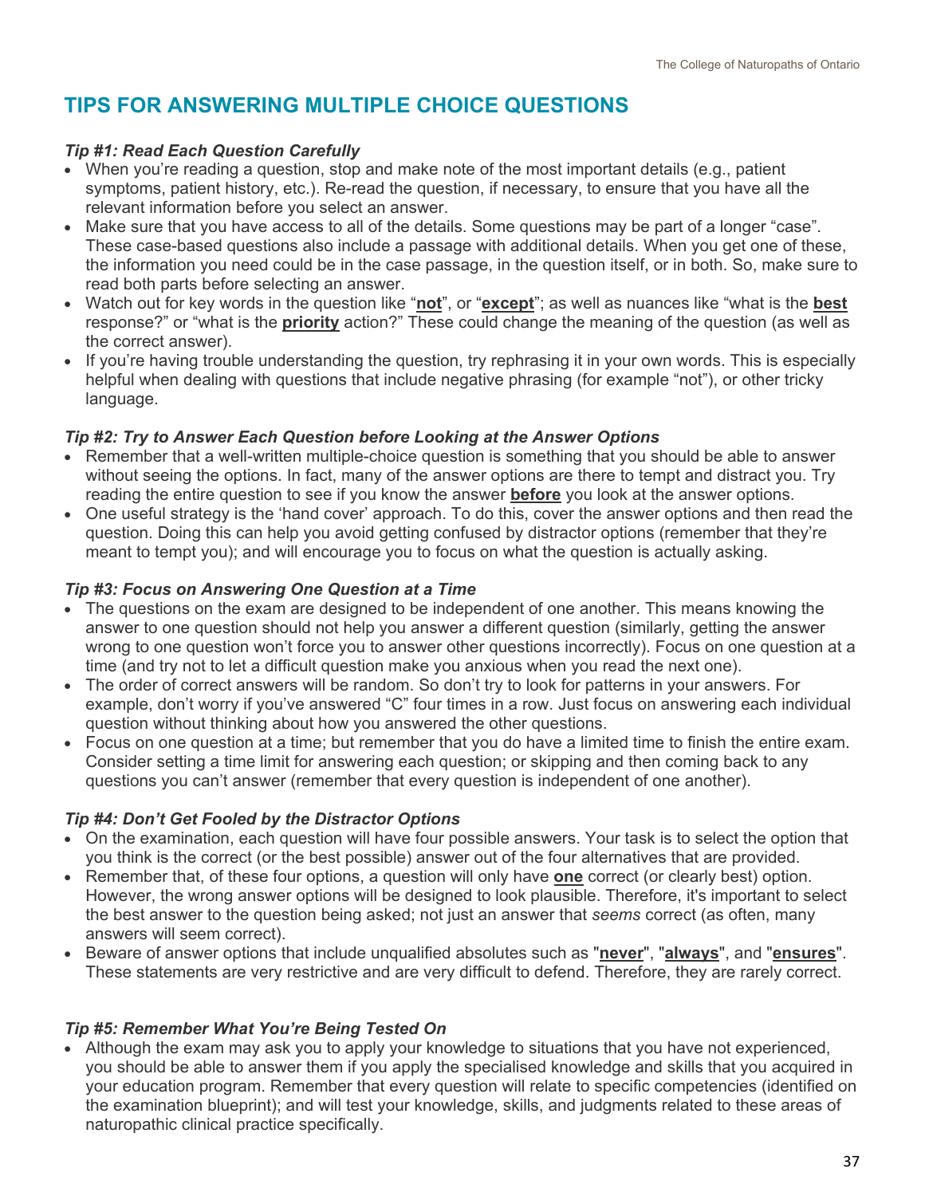## TIPS FOR ANSWERING MULTIPLE CHOICE QUESTIONS

***Tip #1: Read Each Question Carefully***

- When you're reading a question, stop and make note of the most important details (e.g., patient symptoms, patient history, etc.). Re-read the question, if necessary, to ensure that you have all the relevant information before you select an answer.
- Make sure that you have access to all of the details. Some questions may be part of a longer "case". These case-based questions also include a passage with additional details. When you get one of these, the information you need could be in the case passage, in the question itself, or in both. So, make sure to read both parts before selecting an answer.
- Watch out for key words in the question like "**not**", or "**except**"; as well as nuances like "what is the **best** response?" or "what is the **priority** action?" These could change the meaning of the question (as well as the correct answer).
- If you're having trouble understanding the question, try rephrasing it in your own words. This is especially helpful when dealing with questions that include negative phrasing (for example "not"), or other tricky language.

***Tip #2: Try to Answer Each Question before Looking at the Answer Options***

- Remember that a well-written multiple-choice question is something that you should be able to answer without seeing the options. In fact, many of the answer options are there to tempt and distract you. Try reading the entire question to see if you know the answer **before** you look at the answer options.
- One useful strategy is the 'hand cover' approach. To do this, cover the answer options and then read the question. Doing this can help you avoid getting confused by distractor options (remember that they're meant to tempt you); and will encourage you to focus on what the question is actually asking.

***Tip #3: Focus on Answering One Question at a Time***

- The questions on the exam are designed to be independent of one another. This means knowing the answer to one question should not help you answer a different question (similarly, getting the answer wrong to one question won't force you to answer other questions incorrectly). Focus on one question at a time (and try not to let a difficult question make you anxious when you read the next one).
- The order of correct answers will be random. So don't try to look for patterns in your answers. For example, don't worry if you've answered "C" four times in a row. Just focus on answering each individual question without thinking about how you answered the other questions.
- Focus on one question at a time; but remember that you do have a limited time to finish the entire exam. Consider setting a time limit for answering each question; or skipping and then coming back to any questions you can't answer (remember that every question is independent of one another).

***Tip #4: Don't Get Fooled by the Distractor Options***

- On the examination, each question will have four possible answers. Your task is to select the option that you think is the correct (or the best possible) answer out of the four alternatives that are provided.
- Remember that, of these four options, a question will only have **one** correct (or clearly best) option. However, the wrong answer options will be designed to look plausible. Therefore, it's important to select the best answer to the question being asked; not just an answer that *seems* correct (as often, many answers will seem correct).
- Beware of answer options that include unqualified absolutes such as "**never**", "**always**", and "**ensures**". These statements are very restrictive and are very difficult to defend. Therefore, they are rarely correct.

***Tip #5: Remember What You're Being Tested On***

- Although the exam may ask you to apply your knowledge to situations that you have not experienced, you should be able to answer them if you apply the specialised knowledge and skills that you acquired in your education program. Remember that every question will relate to specific competencies (identified on the examination blueprint); and will test your knowledge, skills, and judgments related to these areas of naturopathic clinical practice specifically.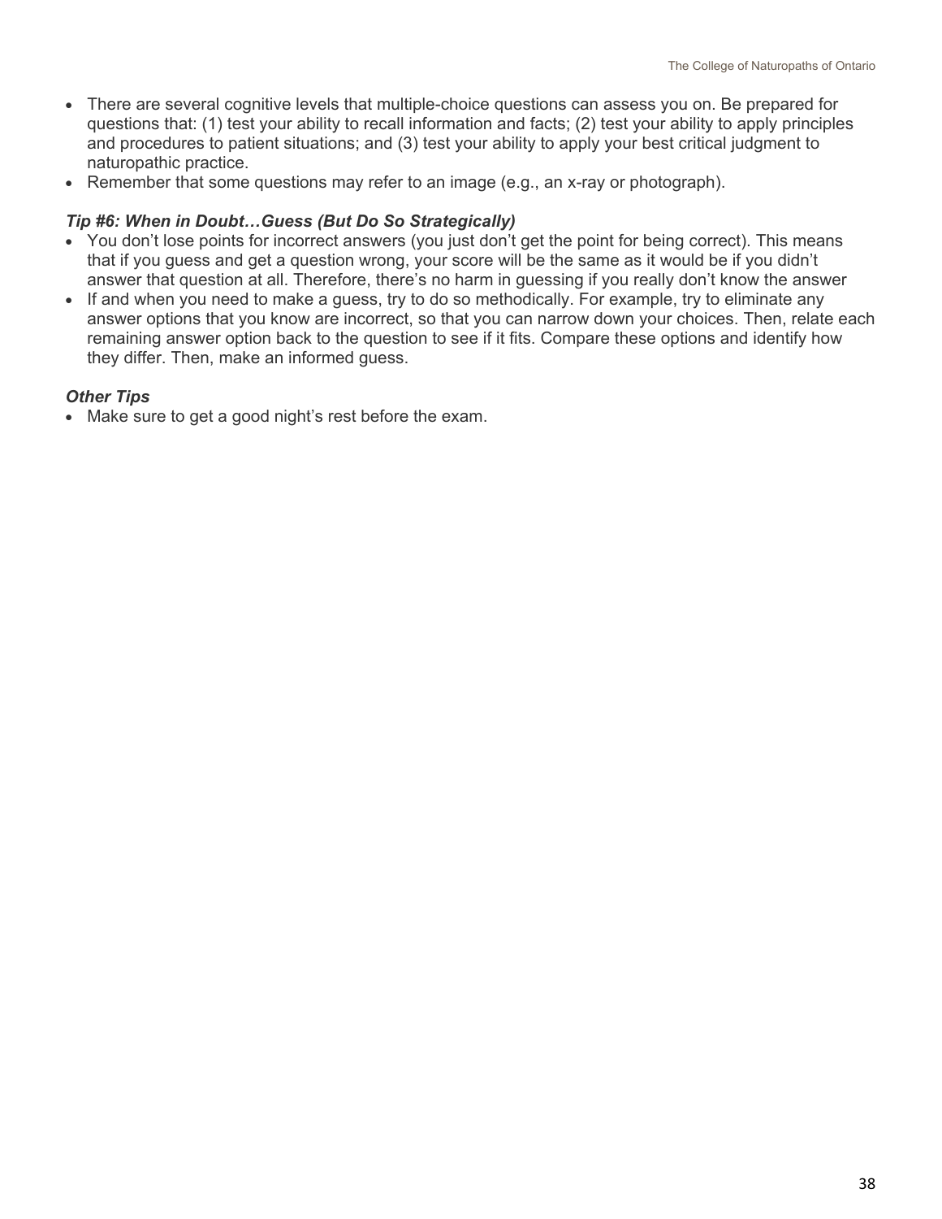- There are several cognitive levels that multiple-choice questions can assess you on. Be prepared for questions that: (1) test your ability to recall information and facts; (2) test your ability to apply principles and procedures to patient situations; and (3) test your ability to apply your best critical judgment to naturopathic practice.
- Remember that some questions may refer to an image (e.g., an x-ray or photograph).

### *Tip #6: When in Doubt…Guess (But Do So Strategically)*

- You don't lose points for incorrect answers (you just don't get the point for being correct). This means that if you guess and get a question wrong, your score will be the same as it would be if you didn't answer that question at all. Therefore, there's no harm in guessing if you really don't know the answer
- If and when you need to make a guess, try to do so methodically. For example, try to eliminate any answer options that you know are incorrect, so that you can narrow down your choices. Then, relate each remaining answer option back to the question to see if it fits. Compare these options and identify how they differ. Then, make an informed guess.

### *Other Tips*

- Make sure to get a good night's rest before the exam.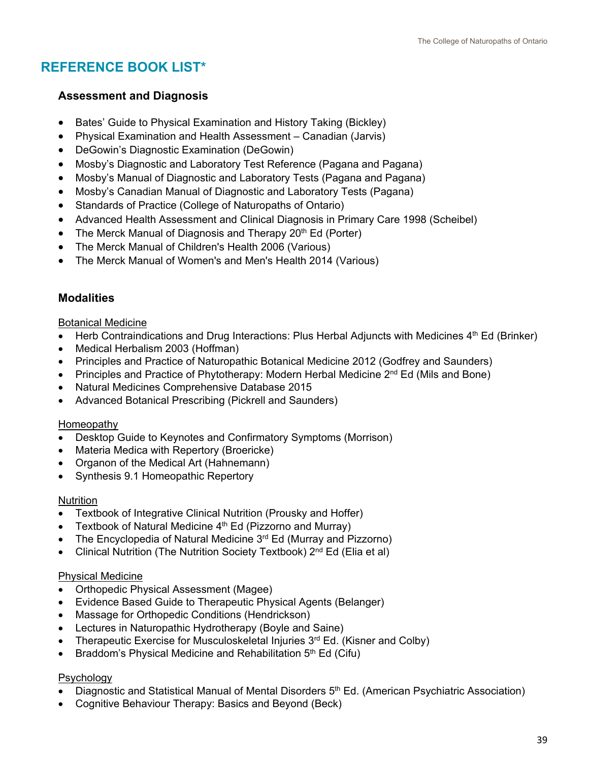## REFERENCE BOOK LIST*

### Assessment and Diagnosis

- Bates' Guide to Physical Examination and History Taking (Bickley)
- Physical Examination and Health Assessment – Canadian (Jarvis)
- DeGowin's Diagnostic Examination (DeGowin)
- Mosby's Diagnostic and Laboratory Test Reference (Pagana and Pagana)
- Mosby's Manual of Diagnostic and Laboratory Tests (Pagana and Pagana)
- Mosby's Canadian Manual of Diagnostic and Laboratory Tests (Pagana)
- Standards of Practice (College of Naturopaths of Ontario)
- Advanced Health Assessment and Clinical Diagnosis in Primary Care 1998 (Scheibel)
- The Merck Manual of Diagnosis and Therapy 20th Ed (Porter)
- The Merck Manual of Children's Health 2006 (Various)
- The Merck Manual of Women's and Men's Health 2014 (Various)

### Modalities

<u>Botanical Medicine</u>

- Herb Contraindications and Drug Interactions: Plus Herbal Adjuncts with Medicines 4th Ed (Brinker)
- Medical Herbalism 2003 (Hoffman)
- Principles and Practice of Naturopathic Botanical Medicine 2012 (Godfrey and Saunders)
- Principles and Practice of Phytotherapy: Modern Herbal Medicine 2nd Ed (Mils and Bone)
- Natural Medicines Comprehensive Database 2015
- Advanced Botanical Prescribing (Pickrell and Saunders)

<u>Homeopathy</u>

- Desktop Guide to Keynotes and Confirmatory Symptoms (Morrison)
- Materia Medica with Repertory (Broericke)
- Organon of the Medical Art (Hahnemann)
- Synthesis 9.1 Homeopathic Repertory

<u>Nutrition</u>

- Textbook of Integrative Clinical Nutrition (Prousky and Hoffer)
- Textbook of Natural Medicine 4th Ed (Pizzorno and Murray)
- The Encyclopedia of Natural Medicine 3rd Ed (Murray and Pizzorno)
- Clinical Nutrition (The Nutrition Society Textbook) 2nd Ed (Elia et al)

<u>Physical Medicine</u>

- Orthopedic Physical Assessment (Magee)
- Evidence Based Guide to Therapeutic Physical Agents (Belanger)
- Massage for Orthopedic Conditions (Hendrickson)
- Lectures in Naturopathic Hydrotherapy (Boyle and Saine)
- Therapeutic Exercise for Musculoskeletal Injuries 3rd Ed. (Kisner and Colby)
- Braddom's Physical Medicine and Rehabilitation 5th Ed (Cifu)

<u>Psychology</u>

- Diagnostic and Statistical Manual of Mental Disorders 5th Ed. (American Psychiatric Association)
- Cognitive Behaviour Therapy: Basics and Beyond (Beck)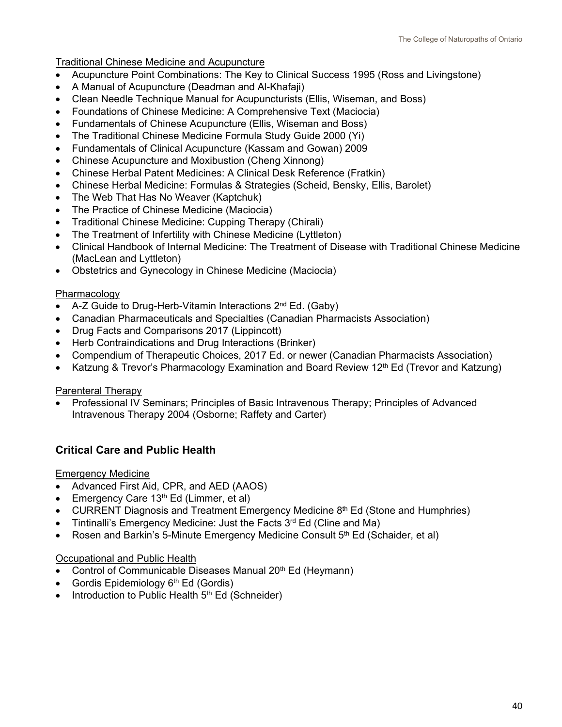Traditional Chinese Medicine and Acupuncture

- Acupuncture Point Combinations: The Key to Clinical Success 1995 (Ross and Livingstone)
- A Manual of Acupuncture (Deadman and Al-Khafaji)
- Clean Needle Technique Manual for Acupuncturists (Ellis, Wiseman, and Boss)
- Foundations of Chinese Medicine: A Comprehensive Text (Maciocia)
- Fundamentals of Chinese Acupuncture (Ellis, Wiseman and Boss)
- The Traditional Chinese Medicine Formula Study Guide 2000 (Yi)
- Fundamentals of Clinical Acupuncture (Kassam and Gowan) 2009
- Chinese Acupuncture and Moxibustion (Cheng Xinnong)
- Chinese Herbal Patent Medicines: A Clinical Desk Reference (Fratkin)
- Chinese Herbal Medicine: Formulas & Strategies (Scheid, Bensky, Ellis, Barolet)
- The Web That Has No Weaver (Kaptchuk)
- The Practice of Chinese Medicine (Maciocia)
- Traditional Chinese Medicine: Cupping Therapy (Chirali)
- The Treatment of Infertility with Chinese Medicine (Lyttleton)
- Clinical Handbook of Internal Medicine: The Treatment of Disease with Traditional Chinese Medicine (MacLean and Lyttleton)
- Obstetrics and Gynecology in Chinese Medicine (Maciocia)

Pharmacology

- A-Z Guide to Drug-Herb-Vitamin Interactions 2nd Ed. (Gaby)
- Canadian Pharmaceuticals and Specialties (Canadian Pharmacists Association)
- Drug Facts and Comparisons 2017 (Lippincott)
- Herb Contraindications and Drug Interactions (Brinker)
- Compendium of Therapeutic Choices, 2017 Ed. or newer (Canadian Pharmacists Association)
- Katzung & Trevor's Pharmacology Examination and Board Review 12th Ed (Trevor and Katzung)

Parenteral Therapy

- Professional IV Seminars; Principles of Basic Intravenous Therapy; Principles of Advanced Intravenous Therapy 2004 (Osborne; Raffety and Carter)

## Critical Care and Public Health

Emergency Medicine

- Advanced First Aid, CPR, and AED (AAOS)
- Emergency Care 13th Ed (Limmer, et al)
- CURRENT Diagnosis and Treatment Emergency Medicine 8th Ed (Stone and Humphries)
- Tintinalli's Emergency Medicine: Just the Facts 3rd Ed (Cline and Ma)
- Rosen and Barkin's 5-Minute Emergency Medicine Consult 5th Ed (Schaider, et al)

Occupational and Public Health

- Control of Communicable Diseases Manual 20th Ed (Heymann)
- Gordis Epidemiology 6th Ed (Gordis)
- Introduction to Public Health 5th Ed (Schneider)